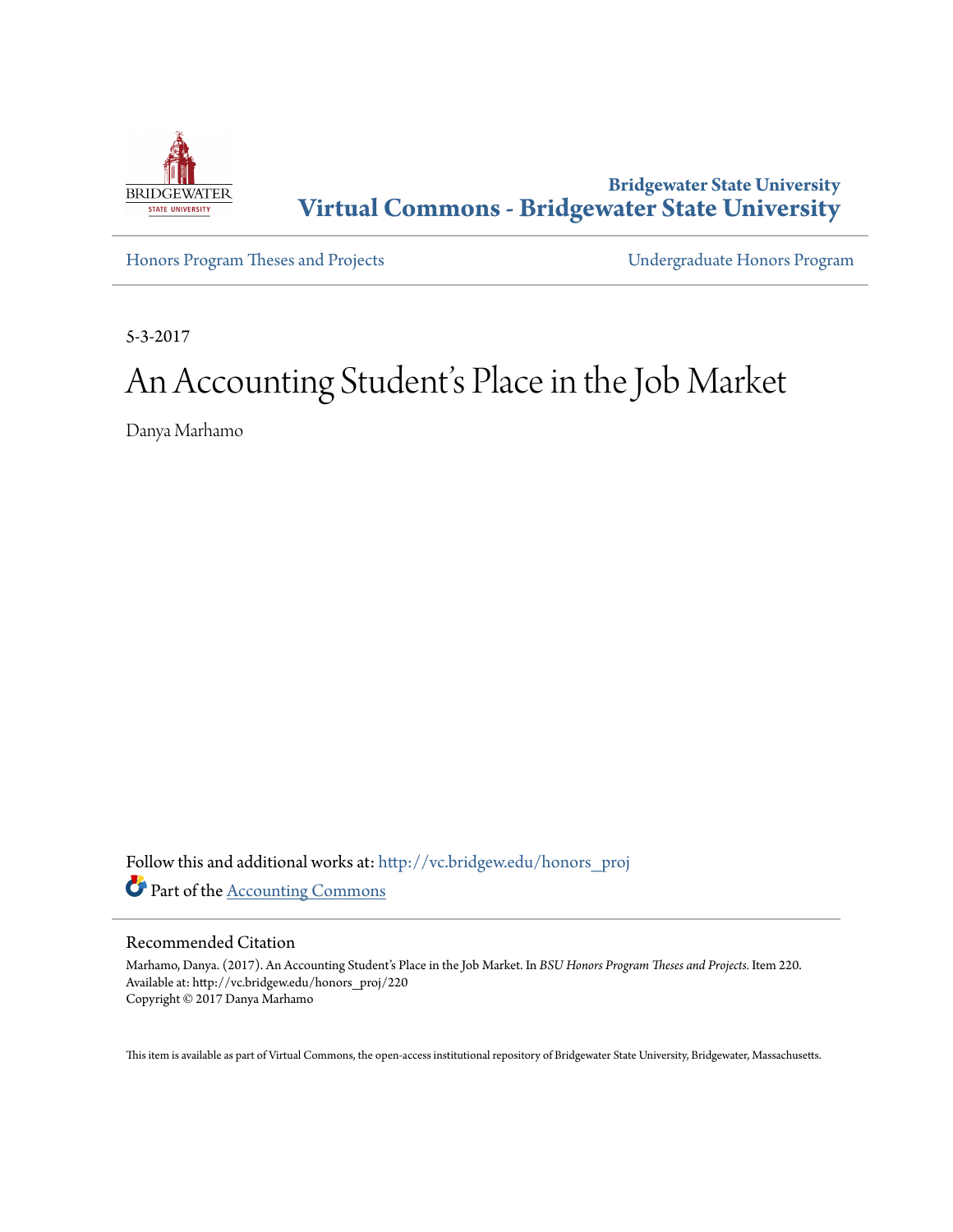Bridgewater State University

**Virtual Commons - Bridgewater State University**

Honors Program Theses and Projects | Undergraduate Honors Program

5-3-2017

# An Accounting Student's Place in the Job Market

Danya Marhamo

Follow this and additional works at: http://vc.bridgew.edu/honors_proj

Part of the Accounting Commons

## Recommended Citation

Marhamo, Danya. (2017). An Accounting Student's Place in the Job Market. In *BSU Honors Program Theses and Projects.* Item 220.
Available at: http://vc.bridgew.edu/honors_proj/220
Copyright © 2017 Danya Marhamo

This item is available as part of Virtual Commons, the open-access institutional repository of Bridgewater State University, Bridgewater, Massachusetts.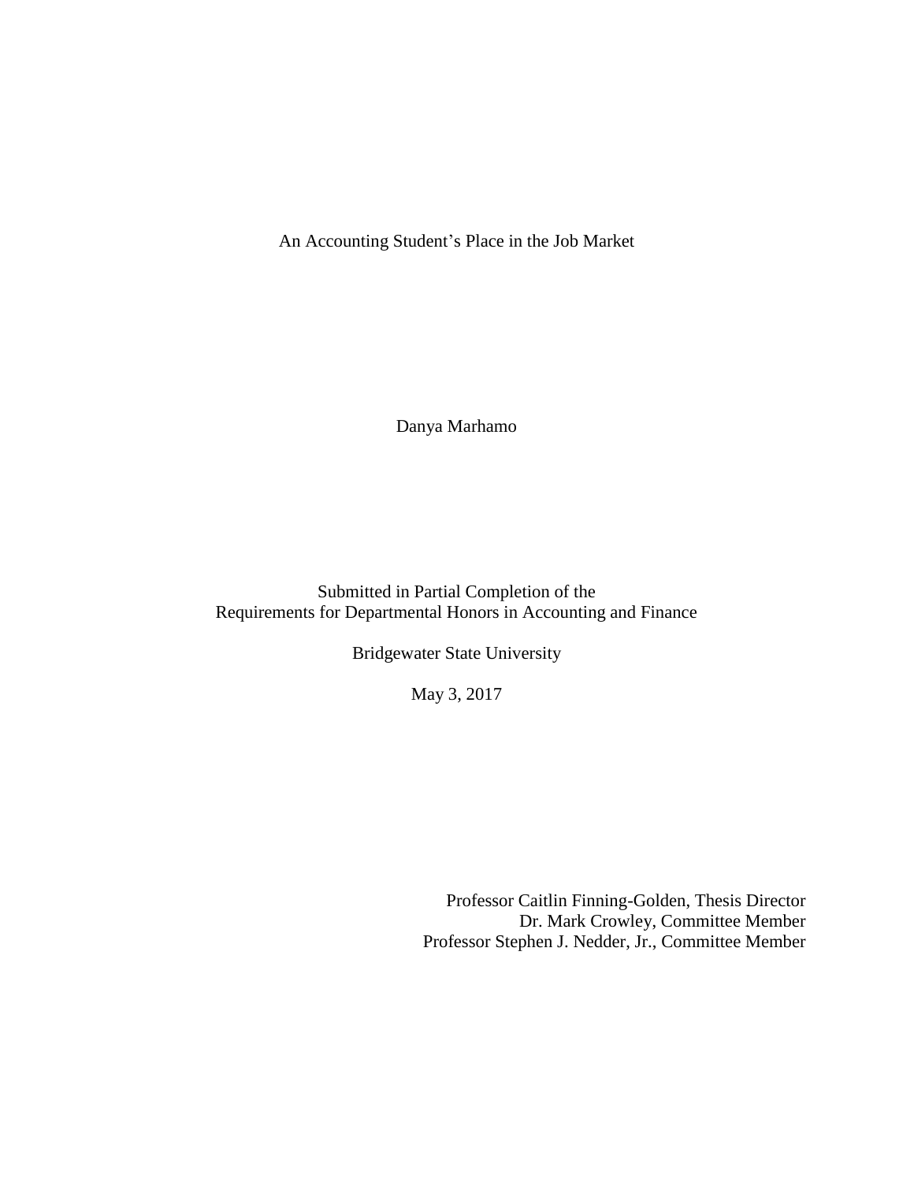An Accounting Student's Place in the Job Market

Danya Marhamo

Submitted in Partial Completion of the
Requirements for Departmental Honors in Accounting and Finance

Bridgewater State University

May 3, 2017

Professor Caitlin Finning-Golden, Thesis Director
Dr. Mark Crowley, Committee Member
Professor Stephen J. Nedder, Jr., Committee Member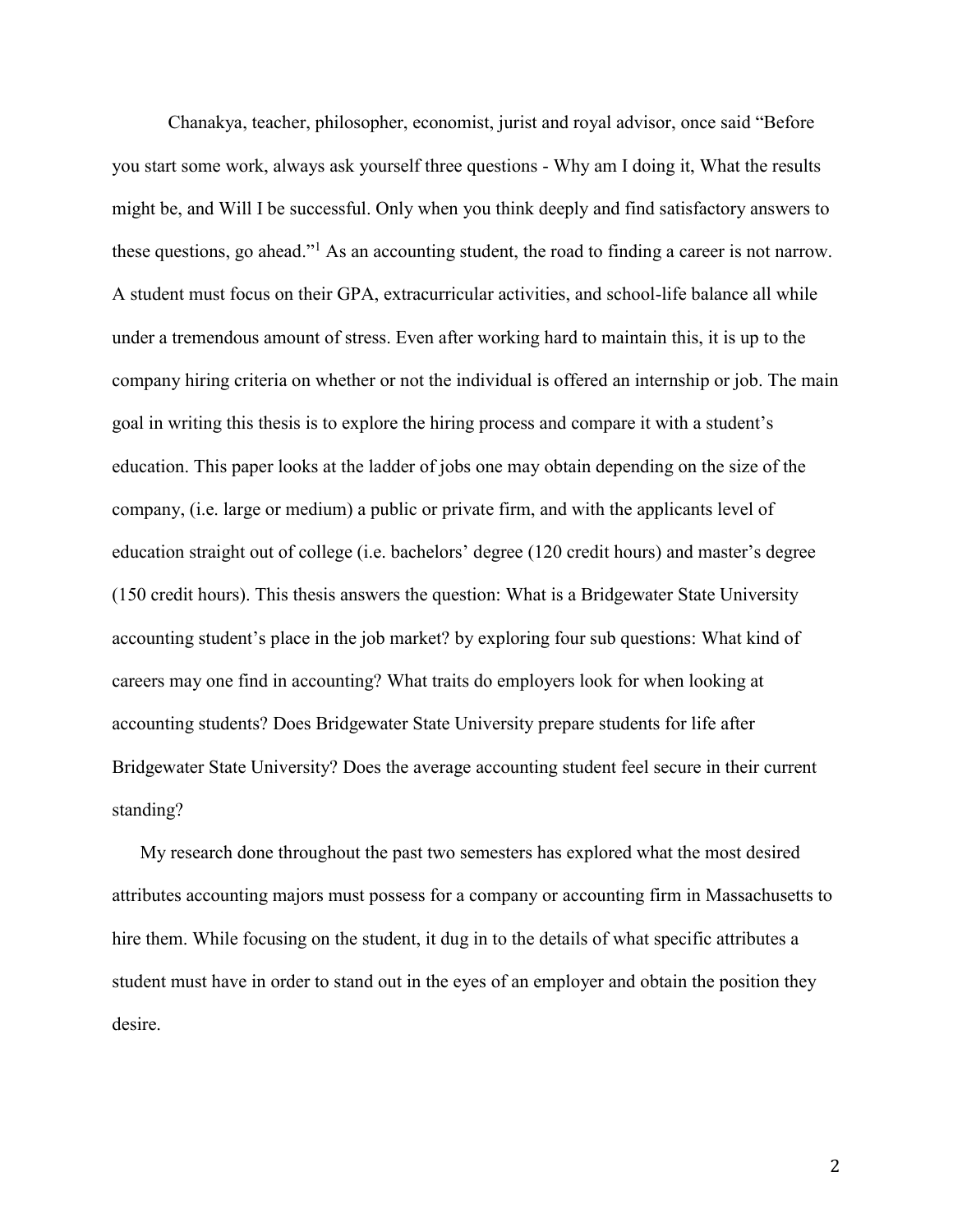Chanakya, teacher, philosopher, economist, jurist and royal advisor, once said "Before you start some work, always ask yourself three questions - Why am I doing it, What the results might be, and Will I be successful. Only when you think deeply and find satisfactory answers to these questions, go ahead."[1] As an accounting student, the road to finding a career is not narrow. A student must focus on their GPA, extracurricular activities, and school-life balance all while under a tremendous amount of stress. Even after working hard to maintain this, it is up to the company hiring criteria on whether or not the individual is offered an internship or job. The main goal in writing this thesis is to explore the hiring process and compare it with a student's education. This paper looks at the ladder of jobs one may obtain depending on the size of the company, (i.e. large or medium) a public or private firm, and with the applicants level of education straight out of college (i.e. bachelors' degree (120 credit hours) and master's degree (150 credit hours). This thesis answers the question: What is a Bridgewater State University accounting student's place in the job market? by exploring four sub questions: What kind of careers may one find in accounting? What traits do employers look for when looking at accounting students? Does Bridgewater State University prepare students for life after Bridgewater State University? Does the average accounting student feel secure in their current standing?

My research done throughout the past two semesters has explored what the most desired attributes accounting majors must possess for a company or accounting firm in Massachusetts to hire them. While focusing on the student, it dug in to the details of what specific attributes a student must have in order to stand out in the eyes of an employer and obtain the position they desire.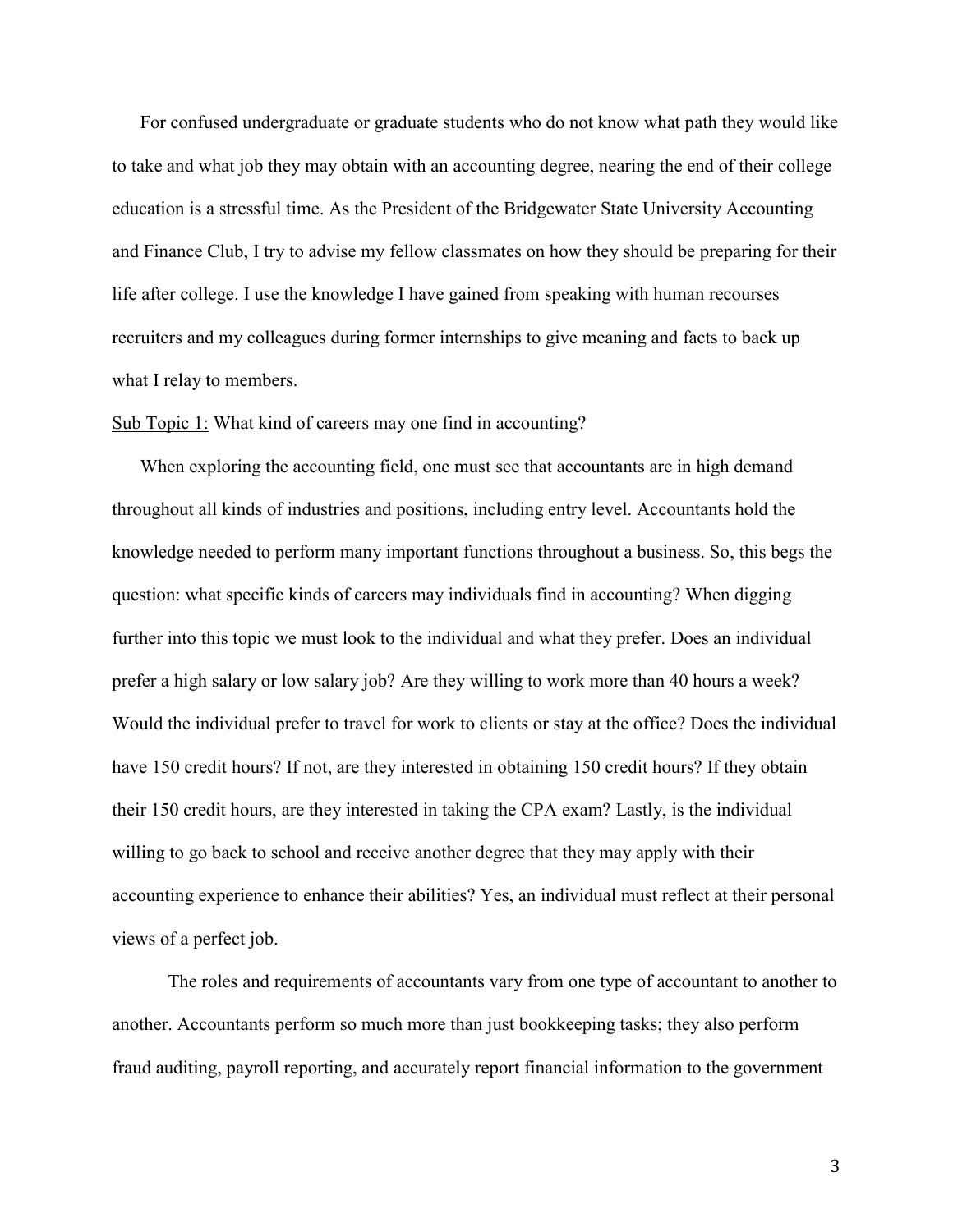For confused undergraduate or graduate students who do not know what path they would like to take and what job they may obtain with an accounting degree, nearing the end of their college education is a stressful time. As the President of the Bridgewater State University Accounting and Finance Club, I try to advise my fellow classmates on how they should be preparing for their life after college. I use the knowledge I have gained from speaking with human recourses recruiters and my colleagues during former internships to give meaning and facts to back up what I relay to members.

<u>Sub Topic 1:</u> What kind of careers may one find in accounting?

When exploring the accounting field, one must see that accountants are in high demand throughout all kinds of industries and positions, including entry level. Accountants hold the knowledge needed to perform many important functions throughout a business. So, this begs the question: what specific kinds of careers may individuals find in accounting? When digging further into this topic we must look to the individual and what they prefer. Does an individual prefer a high salary or low salary job? Are they willing to work more than 40 hours a week? Would the individual prefer to travel for work to clients or stay at the office? Does the individual have 150 credit hours? If not, are they interested in obtaining 150 credit hours? If they obtain their 150 credit hours, are they interested in taking the CPA exam? Lastly, is the individual willing to go back to school and receive another degree that they may apply with their accounting experience to enhance their abilities? Yes, an individual must reflect at their personal views of a perfect job.

The roles and requirements of accountants vary from one type of accountant to another to another. Accountants perform so much more than just bookkeeping tasks; they also perform fraud auditing, payroll reporting, and accurately report financial information to the government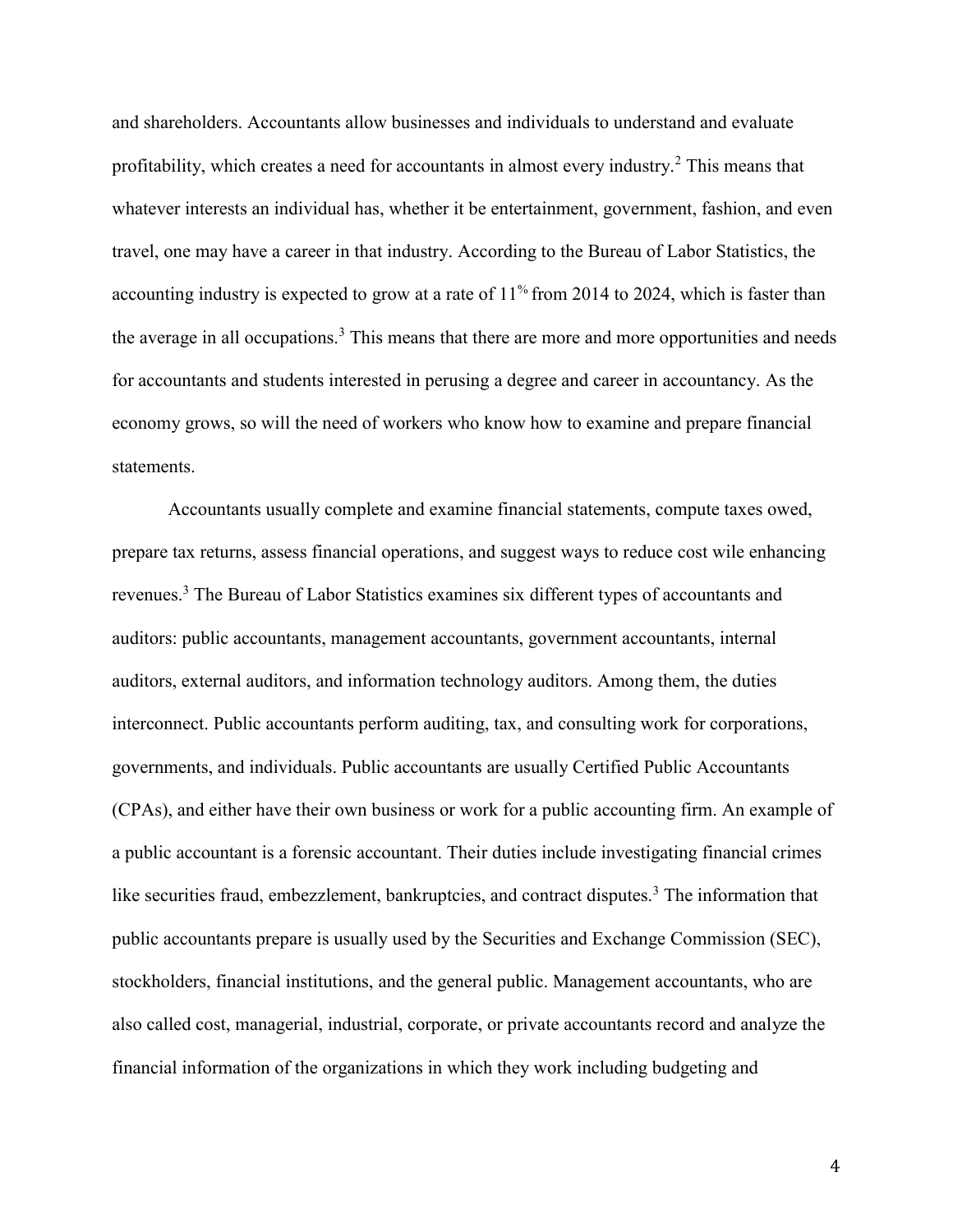and shareholders. Accountants allow businesses and individuals to understand and evaluate profitability, which creates a need for accountants in almost every industry.[2] This means that whatever interests an individual has, whether it be entertainment, government, fashion, and even travel, one may have a career in that industry. According to the Bureau of Labor Statistics, the accounting industry is expected to grow at a rate of 11% from 2014 to 2024, which is faster than the average in all occupations.[3] This means that there are more and more opportunities and needs for accountants and students interested in perusing a degree and career in accountancy. As the economy grows, so will the need of workers who know how to examine and prepare financial statements.

Accountants usually complete and examine financial statements, compute taxes owed, prepare tax returns, assess financial operations, and suggest ways to reduce cost wile enhancing revenues.[3] The Bureau of Labor Statistics examines six different types of accountants and auditors: public accountants, management accountants, government accountants, internal auditors, external auditors, and information technology auditors. Among them, the duties interconnect. Public accountants perform auditing, tax, and consulting work for corporations, governments, and individuals. Public accountants are usually Certified Public Accountants (CPAs), and either have their own business or work for a public accounting firm. An example of a public accountant is a forensic accountant. Their duties include investigating financial crimes like securities fraud, embezzlement, bankruptcies, and contract disputes.[3] The information that public accountants prepare is usually used by the Securities and Exchange Commission (SEC), stockholders, financial institutions, and the general public. Management accountants, who are also called cost, managerial, industrial, corporate, or private accountants record and analyze the financial information of the organizations in which they work including budgeting and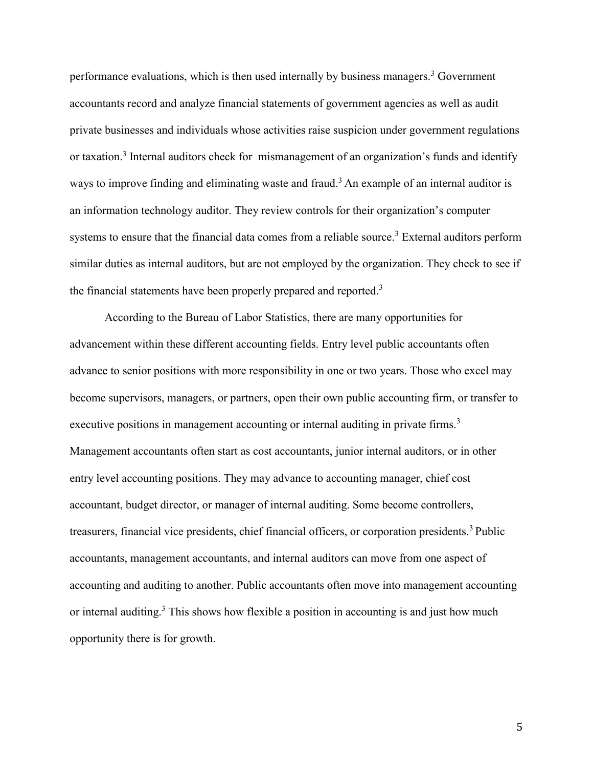performance evaluations, which is then used internally by business managers.[3] Government accountants record and analyze financial statements of government agencies as well as audit private businesses and individuals whose activities raise suspicion under government regulations or taxation.[3] Internal auditors check for mismanagement of an organization's funds and identify ways to improve finding and eliminating waste and fraud.[3] An example of an internal auditor is an information technology auditor. They review controls for their organization's computer systems to ensure that the financial data comes from a reliable source.[3] External auditors perform similar duties as internal auditors, but are not employed by the organization. They check to see if the financial statements have been properly prepared and reported.[3]

According to the Bureau of Labor Statistics, there are many opportunities for advancement within these different accounting fields. Entry level public accountants often advance to senior positions with more responsibility in one or two years. Those who excel may become supervisors, managers, or partners, open their own public accounting firm, or transfer to executive positions in management accounting or internal auditing in private firms.[3] Management accountants often start as cost accountants, junior internal auditors, or in other entry level accounting positions. They may advance to accounting manager, chief cost accountant, budget director, or manager of internal auditing. Some become controllers, treasurers, financial vice presidents, chief financial officers, or corporation presidents.[3] Public accountants, management accountants, and internal auditors can move from one aspect of accounting and auditing to another. Public accountants often move into management accounting or internal auditing.[3] This shows how flexible a position in accounting is and just how much opportunity there is for growth.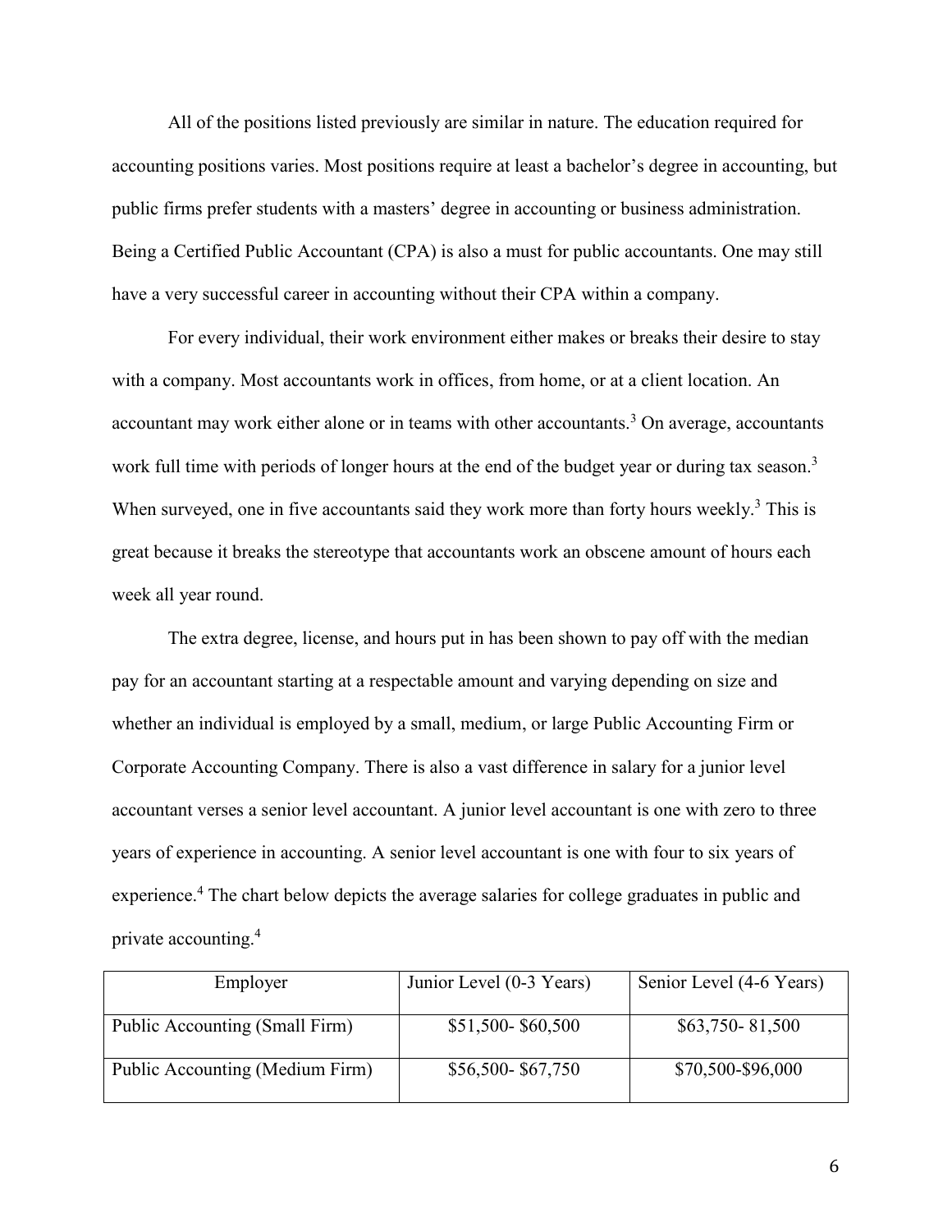All of the positions listed previously are similar in nature. The education required for accounting positions varies. Most positions require at least a bachelor's degree in accounting, but public firms prefer students with a masters' degree in accounting or business administration. Being a Certified Public Accountant (CPA) is also a must for public accountants. One may still have a very successful career in accounting without their CPA within a company.

For every individual, their work environment either makes or breaks their desire to stay with a company. Most accountants work in offices, from home, or at a client location. An accountant may work either alone or in teams with other accountants.[3] On average, accountants work full time with periods of longer hours at the end of the budget year or during tax season.[3] When surveyed, one in five accountants said they work more than forty hours weekly.[3] This is great because it breaks the stereotype that accountants work an obscene amount of hours each week all year round.

The extra degree, license, and hours put in has been shown to pay off with the median pay for an accountant starting at a respectable amount and varying depending on size and whether an individual is employed by a small, medium, or large Public Accounting Firm or Corporate Accounting Company. There is also a vast difference in salary for a junior level accountant verses a senior level accountant. A junior level accountant is one with zero to three years of experience in accounting. A senior level accountant is one with four to six years of experience.[4] The chart below depicts the average salaries for college graduates in public and private accounting.[4]

| Employer | Junior Level (0-3 Years) | Senior Level (4-6 Years) |
| --- | --- | --- |
| Public Accounting (Small Firm) | $51,500- $60,500 | $63,750- 81,500 |
| Public Accounting (Medium Firm) | $56,500- $67,750 | $70,500-$96,000 |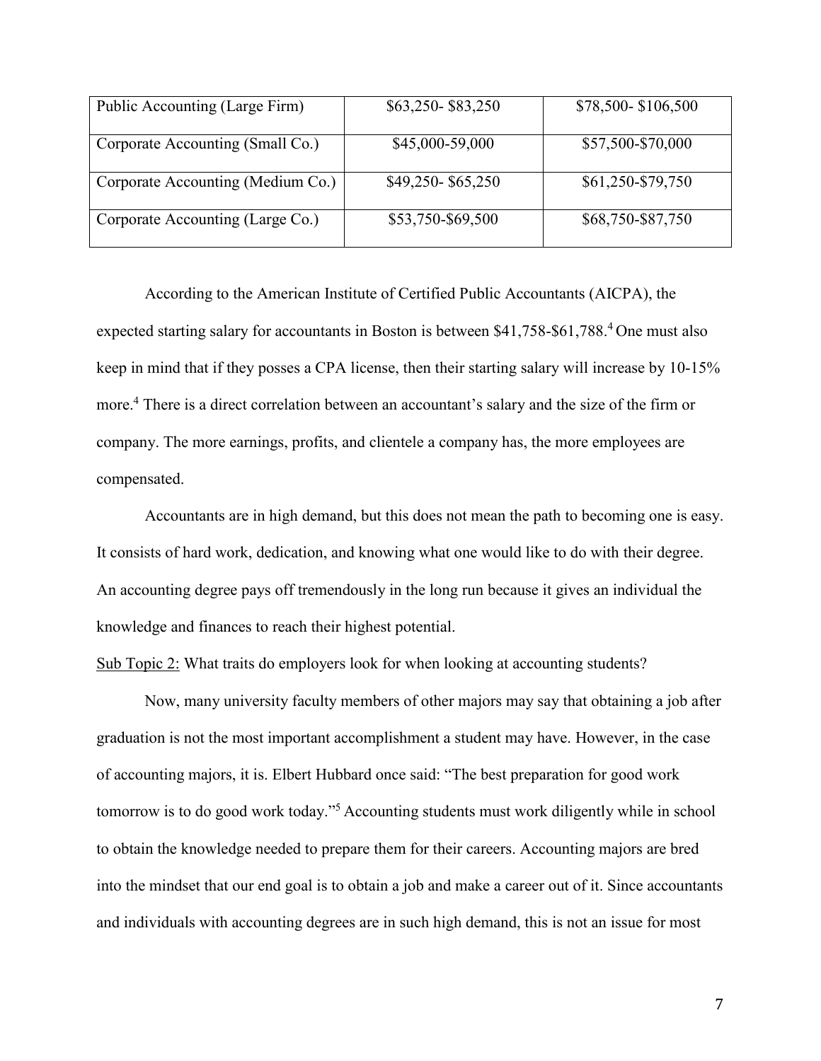| Public Accounting (Large Firm) | \$63,250- \$83,250 | \$78,500- \$106,500 |
|---|---|---|
| Corporate Accounting (Small Co.) | \$45,000-59,000 | \$57,500-\$70,000 |
| Corporate Accounting (Medium Co.) | \$49,250- \$65,250 | \$61,250-\$79,750 |
| Corporate Accounting (Large Co.) | \$53,750-\$69,500 | \$68,750-\$87,750 |

According to the American Institute of Certified Public Accountants (AICPA), the expected starting salary for accountants in Boston is between \$41,758-\$61,788.[4] One must also keep in mind that if they posses a CPA license, then their starting salary will increase by 10-15% more.[4] There is a direct correlation between an accountant's salary and the size of the firm or company. The more earnings, profits, and clientele a company has, the more employees are compensated.

Accountants are in high demand, but this does not mean the path to becoming one is easy. It consists of hard work, dedication, and knowing what one would like to do with their degree. An accounting degree pays off tremendously in the long run because it gives an individual the knowledge and finances to reach their highest potential.

<u>Sub Topic 2:</u> What traits do employers look for when looking at accounting students?

Now, many university faculty members of other majors may say that obtaining a job after graduation is not the most important accomplishment a student may have. However, in the case of accounting majors, it is. Elbert Hubbard once said: "The best preparation for good work tomorrow is to do good work today."[5] Accounting students must work diligently while in school to obtain the knowledge needed to prepare them for their careers. Accounting majors are bred into the mindset that our end goal is to obtain a job and make a career out of it. Since accountants and individuals with accounting degrees are in such high demand, this is not an issue for most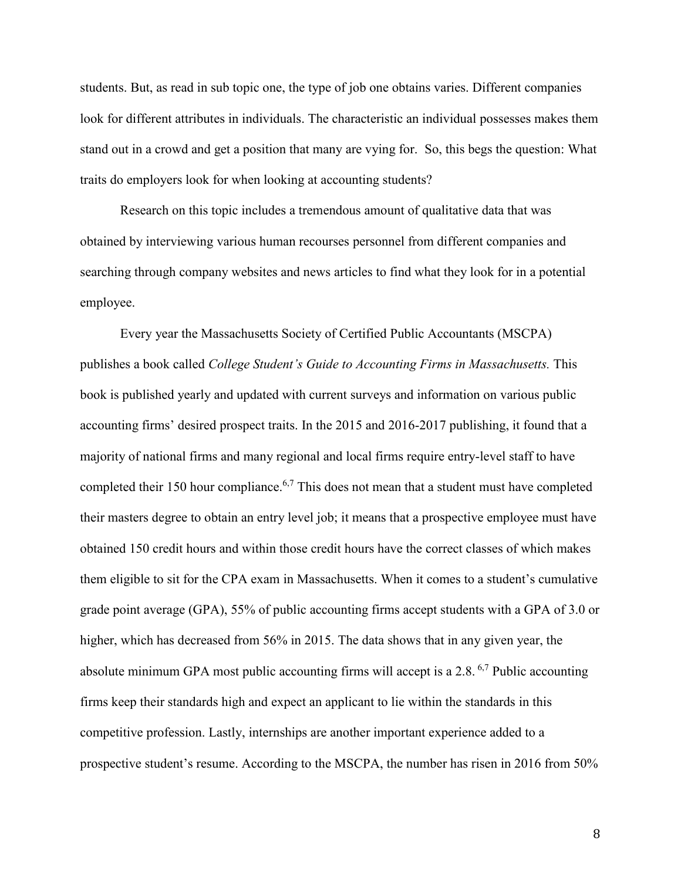students. But, as read in sub topic one, the type of job one obtains varies. Different companies look for different attributes in individuals. The characteristic an individual possesses makes them stand out in a crowd and get a position that many are vying for. So, this begs the question: What traits do employers look for when looking at accounting students?

Research on this topic includes a tremendous amount of qualitative data that was obtained by interviewing various human recourses personnel from different companies and searching through company websites and news articles to find what they look for in a potential employee.

Every year the Massachusetts Society of Certified Public Accountants (MSCPA) publishes a book called *College Student's Guide to Accounting Firms in Massachusetts.* This book is published yearly and updated with current surveys and information on various public accounting firms' desired prospect traits. In the 2015 and 2016-2017 publishing, it found that a majority of national firms and many regional and local firms require entry-level staff to have completed their 150 hour compliance.[6,7] This does not mean that a student must have completed their masters degree to obtain an entry level job; it means that a prospective employee must have obtained 150 credit hours and within those credit hours have the correct classes of which makes them eligible to sit for the CPA exam in Massachusetts. When it comes to a student's cumulative grade point average (GPA), 55% of public accounting firms accept students with a GPA of 3.0 or higher, which has decreased from 56% in 2015. The data shows that in any given year, the absolute minimum GPA most public accounting firms will accept is a 2.8. [6,7] Public accounting firms keep their standards high and expect an applicant to lie within the standards in this competitive profession. Lastly, internships are another important experience added to a prospective student's resume. According to the MSCPA, the number has risen in 2016 from 50%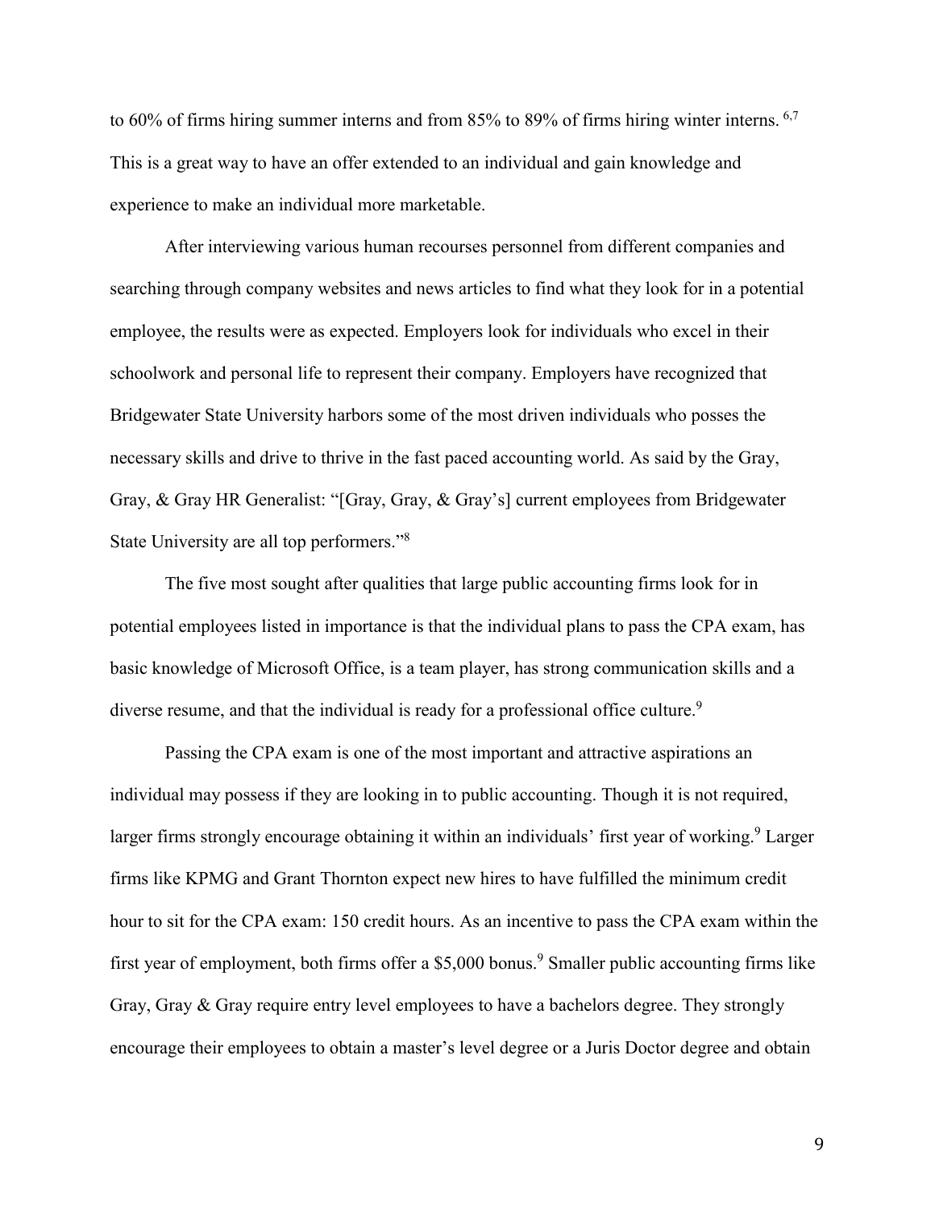to 60% of firms hiring summer interns and from 85% to 89% of firms hiring winter interns. [6,7] This is a great way to have an offer extended to an individual and gain knowledge and experience to make an individual more marketable.

After interviewing various human recourses personnel from different companies and searching through company websites and news articles to find what they look for in a potential employee, the results were as expected. Employers look for individuals who excel in their schoolwork and personal life to represent their company. Employers have recognized that Bridgewater State University harbors some of the most driven individuals who posses the necessary skills and drive to thrive in the fast paced accounting world. As said by the Gray, Gray, & Gray HR Generalist: "[Gray, Gray, & Gray's] current employees from Bridgewater State University are all top performers."[8]

The five most sought after qualities that large public accounting firms look for in potential employees listed in importance is that the individual plans to pass the CPA exam, has basic knowledge of Microsoft Office, is a team player, has strong communication skills and a diverse resume, and that the individual is ready for a professional office culture.[9]

Passing the CPA exam is one of the most important and attractive aspirations an individual may possess if they are looking in to public accounting. Though it is not required, larger firms strongly encourage obtaining it within an individuals' first year of working.[9] Larger firms like KPMG and Grant Thornton expect new hires to have fulfilled the minimum credit hour to sit for the CPA exam: 150 credit hours. As an incentive to pass the CPA exam within the first year of employment, both firms offer a $5,000 bonus.[9] Smaller public accounting firms like Gray, Gray & Gray require entry level employees to have a bachelors degree. They strongly encourage their employees to obtain a master's level degree or a Juris Doctor degree and obtain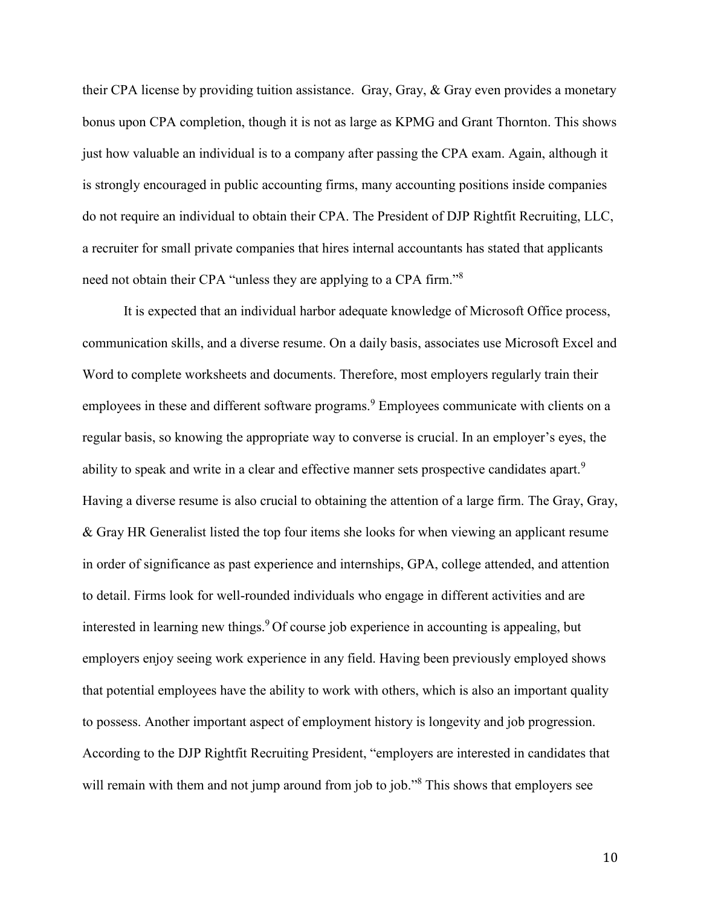their CPA license by providing tuition assistance. Gray, Gray, & Gray even provides a monetary bonus upon CPA completion, though it is not as large as KPMG and Grant Thornton. This shows just how valuable an individual is to a company after passing the CPA exam. Again, although it is strongly encouraged in public accounting firms, many accounting positions inside companies do not require an individual to obtain their CPA. The President of DJP Rightfit Recruiting, LLC, a recruiter for small private companies that hires internal accountants has stated that applicants need not obtain their CPA "unless they are applying to a CPA firm."[8]

It is expected that an individual harbor adequate knowledge of Microsoft Office process, communication skills, and a diverse resume. On a daily basis, associates use Microsoft Excel and Word to complete worksheets and documents. Therefore, most employers regularly train their employees in these and different software programs.[9] Employees communicate with clients on a regular basis, so knowing the appropriate way to converse is crucial. In an employer's eyes, the ability to speak and write in a clear and effective manner sets prospective candidates apart.[9] Having a diverse resume is also crucial to obtaining the attention of a large firm. The Gray, Gray, & Gray HR Generalist listed the top four items she looks for when viewing an applicant resume in order of significance as past experience and internships, GPA, college attended, and attention to detail. Firms look for well-rounded individuals who engage in different activities and are interested in learning new things.[9] Of course job experience in accounting is appealing, but employers enjoy seeing work experience in any field. Having been previously employed shows that potential employees have the ability to work with others, which is also an important quality to possess. Another important aspect of employment history is longevity and job progression. According to the DJP Rightfit Recruiting President, "employers are interested in candidates that will remain with them and not jump around from job to job."[8] This shows that employers see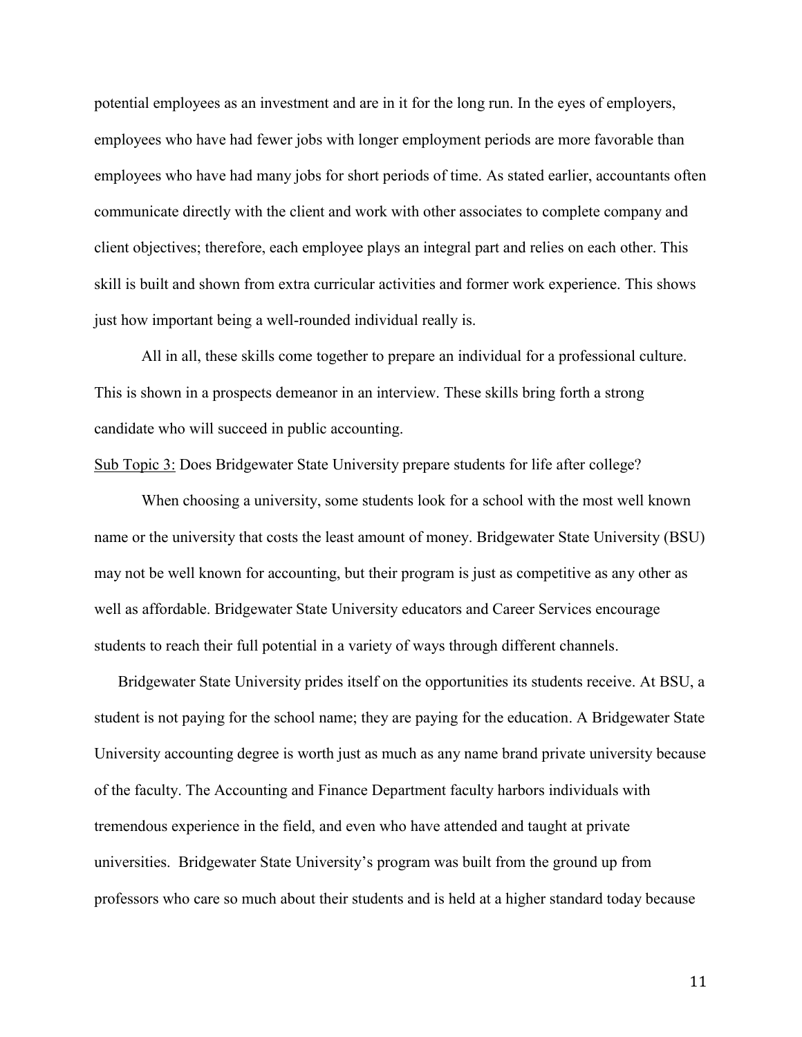potential employees as an investment and are in it for the long run. In the eyes of employers, employees who have had fewer jobs with longer employment periods are more favorable than employees who have had many jobs for short periods of time. As stated earlier, accountants often communicate directly with the client and work with other associates to complete company and client objectives; therefore, each employee plays an integral part and relies on each other. This skill is built and shown from extra curricular activities and former work experience. This shows just how important being a well-rounded individual really is.

All in all, these skills come together to prepare an individual for a professional culture. This is shown in a prospects demeanor in an interview. These skills bring forth a strong candidate who will succeed in public accounting.

<u>Sub Topic 3:</u> Does Bridgewater State University prepare students for life after college?

When choosing a university, some students look for a school with the most well known name or the university that costs the least amount of money. Bridgewater State University (BSU) may not be well known for accounting, but their program is just as competitive as any other as well as affordable. Bridgewater State University educators and Career Services encourage students to reach their full potential in a variety of ways through different channels.

Bridgewater State University prides itself on the opportunities its students receive. At BSU, a student is not paying for the school name; they are paying for the education. A Bridgewater State University accounting degree is worth just as much as any name brand private university because of the faculty. The Accounting and Finance Department faculty harbors individuals with tremendous experience in the field, and even who have attended and taught at private universities. Bridgewater State University's program was built from the ground up from professors who care so much about their students and is held at a higher standard today because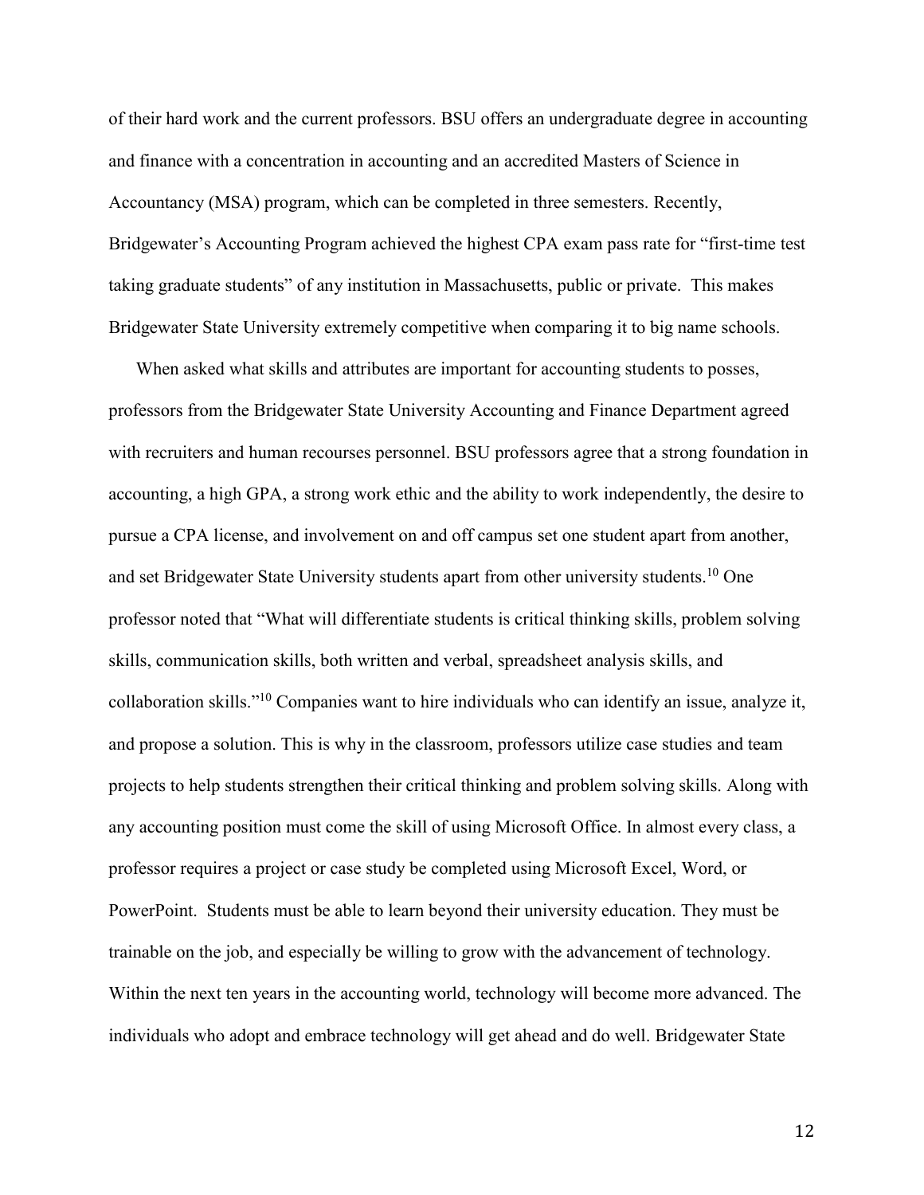of their hard work and the current professors. BSU offers an undergraduate degree in accounting and finance with a concentration in accounting and an accredited Masters of Science in Accountancy (MSA) program, which can be completed in three semesters. Recently, Bridgewater's Accounting Program achieved the highest CPA exam pass rate for "first-time test taking graduate students" of any institution in Massachusetts, public or private. This makes Bridgewater State University extremely competitive when comparing it to big name schools.

When asked what skills and attributes are important for accounting students to posses, professors from the Bridgewater State University Accounting and Finance Department agreed with recruiters and human recourses personnel. BSU professors agree that a strong foundation in accounting, a high GPA, a strong work ethic and the ability to work independently, the desire to pursue a CPA license, and involvement on and off campus set one student apart from another, and set Bridgewater State University students apart from other university students.[10] One professor noted that "What will differentiate students is critical thinking skills, problem solving skills, communication skills, both written and verbal, spreadsheet analysis skills, and collaboration skills."[10] Companies want to hire individuals who can identify an issue, analyze it, and propose a solution. This is why in the classroom, professors utilize case studies and team projects to help students strengthen their critical thinking and problem solving skills. Along with any accounting position must come the skill of using Microsoft Office. In almost every class, a professor requires a project or case study be completed using Microsoft Excel, Word, or PowerPoint. Students must be able to learn beyond their university education. They must be trainable on the job, and especially be willing to grow with the advancement of technology. Within the next ten years in the accounting world, technology will become more advanced. The individuals who adopt and embrace technology will get ahead and do well. Bridgewater State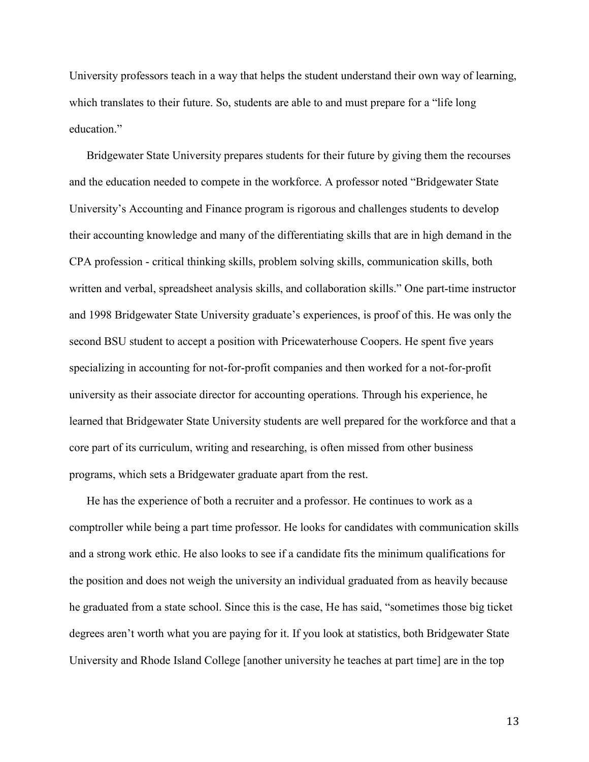University professors teach in a way that helps the student understand their own way of learning, which translates to their future. So, students are able to and must prepare for a "life long education."

Bridgewater State University prepares students for their future by giving them the recourses and the education needed to compete in the workforce. A professor noted "Bridgewater State University's Accounting and Finance program is rigorous and challenges students to develop their accounting knowledge and many of the differentiating skills that are in high demand in the CPA profession - critical thinking skills, problem solving skills, communication skills, both written and verbal, spreadsheet analysis skills, and collaboration skills." One part-time instructor and 1998 Bridgewater State University graduate's experiences, is proof of this. He was only the second BSU student to accept a position with Pricewaterhouse Coopers. He spent five years specializing in accounting for not-for-profit companies and then worked for a not-for-profit university as their associate director for accounting operations. Through his experience, he learned that Bridgewater State University students are well prepared for the workforce and that a core part of its curriculum, writing and researching, is often missed from other business programs, which sets a Bridgewater graduate apart from the rest.

He has the experience of both a recruiter and a professor. He continues to work as a comptroller while being a part time professor. He looks for candidates with communication skills and a strong work ethic. He also looks to see if a candidate fits the minimum qualifications for the position and does not weigh the university an individual graduated from as heavily because he graduated from a state school. Since this is the case, He has said, "sometimes those big ticket degrees aren't worth what you are paying for it. If you look at statistics, both Bridgewater State University and Rhode Island College [another university he teaches at part time] are in the top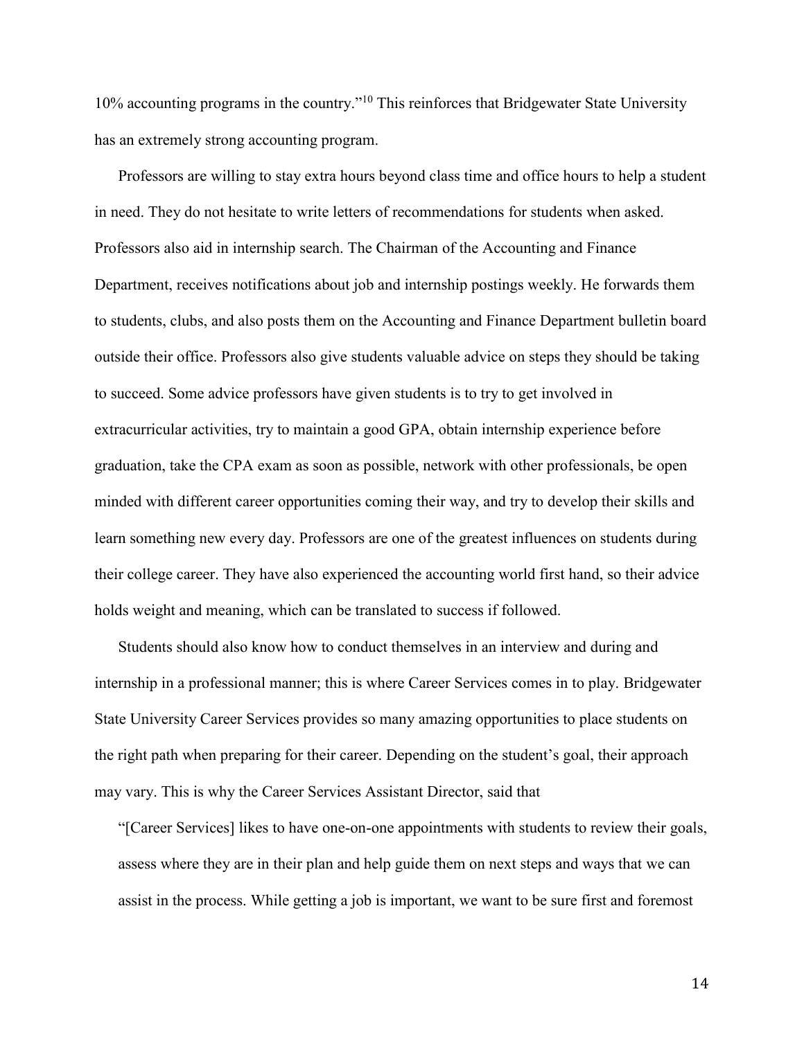10% accounting programs in the country."[10] This reinforces that Bridgewater State University has an extremely strong accounting program.

Professors are willing to stay extra hours beyond class time and office hours to help a student in need. They do not hesitate to write letters of recommendations for students when asked. Professors also aid in internship search. The Chairman of the Accounting and Finance Department, receives notifications about job and internship postings weekly. He forwards them to students, clubs, and also posts them on the Accounting and Finance Department bulletin board outside their office. Professors also give students valuable advice on steps they should be taking to succeed. Some advice professors have given students is to try to get involved in extracurricular activities, try to maintain a good GPA, obtain internship experience before graduation, take the CPA exam as soon as possible, network with other professionals, be open minded with different career opportunities coming their way, and try to develop their skills and learn something new every day. Professors are one of the greatest influences on students during their college career. They have also experienced the accounting world first hand, so their advice holds weight and meaning, which can be translated to success if followed.

Students should also know how to conduct themselves in an interview and during and internship in a professional manner; this is where Career Services comes in to play. Bridgewater State University Career Services provides so many amazing opportunities to place students on the right path when preparing for their career. Depending on the student's goal, their approach may vary. This is why the Career Services Assistant Director, said that

> "[Career Services] likes to have one-on-one appointments with students to review their goals, assess where they are in their plan and help guide them on next steps and ways that we can assist in the process. While getting a job is important, we want to be sure first and foremost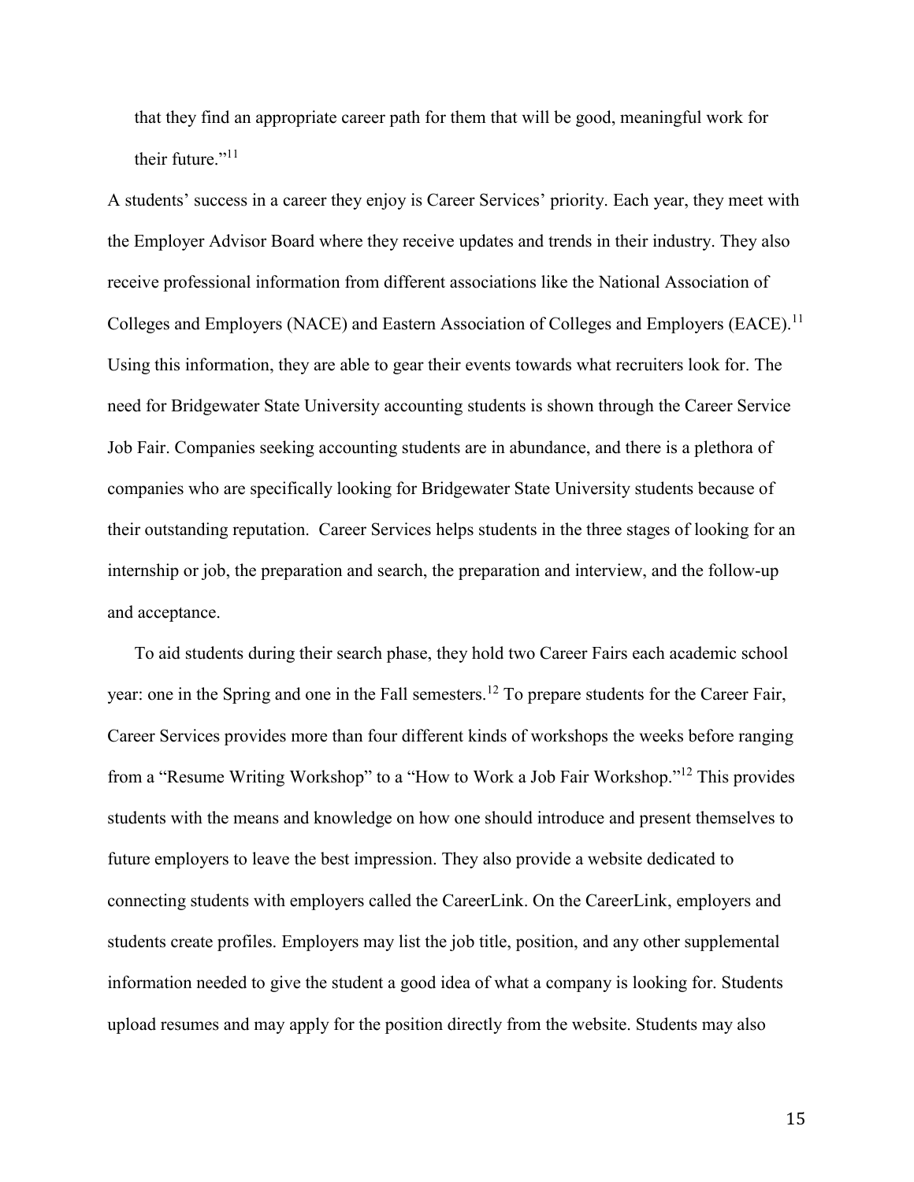that they find an appropriate career path for them that will be good, meaningful work for their future."[11]

A students' success in a career they enjoy is Career Services' priority. Each year, they meet with the Employer Advisor Board where they receive updates and trends in their industry. They also receive professional information from different associations like the National Association of Colleges and Employers (NACE) and Eastern Association of Colleges and Employers (EACE).[11] Using this information, they are able to gear their events towards what recruiters look for. The need for Bridgewater State University accounting students is shown through the Career Service Job Fair. Companies seeking accounting students are in abundance, and there is a plethora of companies who are specifically looking for Bridgewater State University students because of their outstanding reputation. Career Services helps students in the three stages of looking for an internship or job, the preparation and search, the preparation and interview, and the follow-up and acceptance.

To aid students during their search phase, they hold two Career Fairs each academic school year: one in the Spring and one in the Fall semesters.[12] To prepare students for the Career Fair, Career Services provides more than four different kinds of workshops the weeks before ranging from a "Resume Writing Workshop" to a "How to Work a Job Fair Workshop."[12] This provides students with the means and knowledge on how one should introduce and present themselves to future employers to leave the best impression. They also provide a website dedicated to connecting students with employers called the CareerLink. On the CareerLink, employers and students create profiles. Employers may list the job title, position, and any other supplemental information needed to give the student a good idea of what a company is looking for. Students upload resumes and may apply for the position directly from the website. Students may also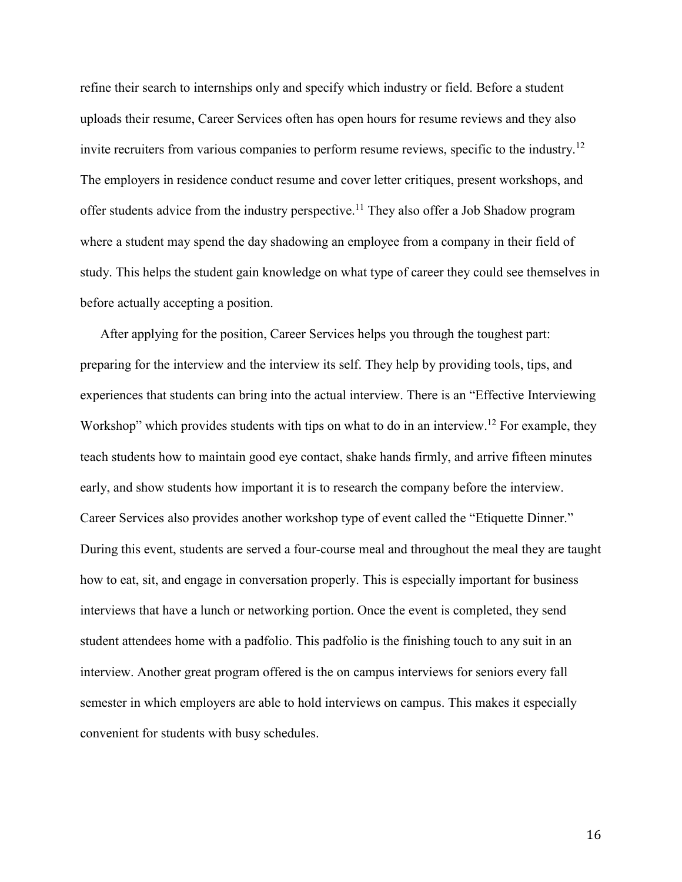refine their search to internships only and specify which industry or field. Before a student uploads their resume, Career Services often has open hours for resume reviews and they also invite recruiters from various companies to perform resume reviews, specific to the industry.[12] The employers in residence conduct resume and cover letter critiques, present workshops, and offer students advice from the industry perspective.[11] They also offer a Job Shadow program where a student may spend the day shadowing an employee from a company in their field of study. This helps the student gain knowledge on what type of career they could see themselves in before actually accepting a position.

After applying for the position, Career Services helps you through the toughest part: preparing for the interview and the interview its self. They help by providing tools, tips, and experiences that students can bring into the actual interview. There is an "Effective Interviewing Workshop" which provides students with tips on what to do in an interview.[12] For example, they teach students how to maintain good eye contact, shake hands firmly, and arrive fifteen minutes early, and show students how important it is to research the company before the interview. Career Services also provides another workshop type of event called the "Etiquette Dinner." During this event, students are served a four-course meal and throughout the meal they are taught how to eat, sit, and engage in conversation properly. This is especially important for business interviews that have a lunch or networking portion. Once the event is completed, they send student attendees home with a padfolio. This padfolio is the finishing touch to any suit in an interview. Another great program offered is the on campus interviews for seniors every fall semester in which employers are able to hold interviews on campus. This makes it especially convenient for students with busy schedules.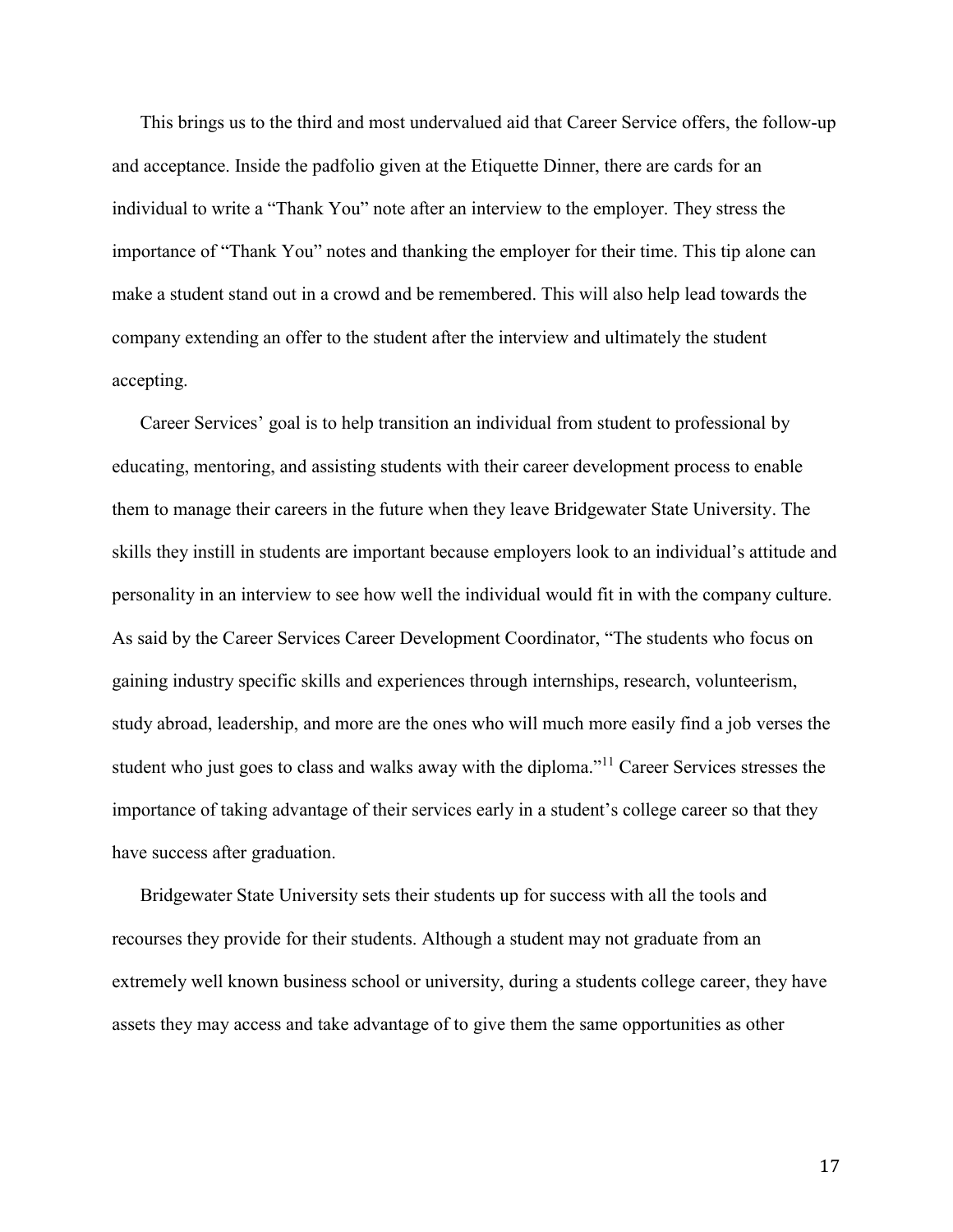This brings us to the third and most undervalued aid that Career Service offers, the follow-up and acceptance. Inside the padfolio given at the Etiquette Dinner, there are cards for an individual to write a "Thank You" note after an interview to the employer. They stress the importance of "Thank You" notes and thanking the employer for their time. This tip alone can make a student stand out in a crowd and be remembered. This will also help lead towards the company extending an offer to the student after the interview and ultimately the student accepting.

Career Services' goal is to help transition an individual from student to professional by educating, mentoring, and assisting students with their career development process to enable them to manage their careers in the future when they leave Bridgewater State University. The skills they instill in students are important because employers look to an individual's attitude and personality in an interview to see how well the individual would fit in with the company culture. As said by the Career Services Career Development Coordinator, "The students who focus on gaining industry specific skills and experiences through internships, research, volunteerism, study abroad, leadership, and more are the ones who will much more easily find a job verses the student who just goes to class and walks away with the diploma."[11] Career Services stresses the importance of taking advantage of their services early in a student's college career so that they have success after graduation.

Bridgewater State University sets their students up for success with all the tools and recourses they provide for their students. Although a student may not graduate from an extremely well known business school or university, during a students college career, they have assets they may access and take advantage of to give them the same opportunities as other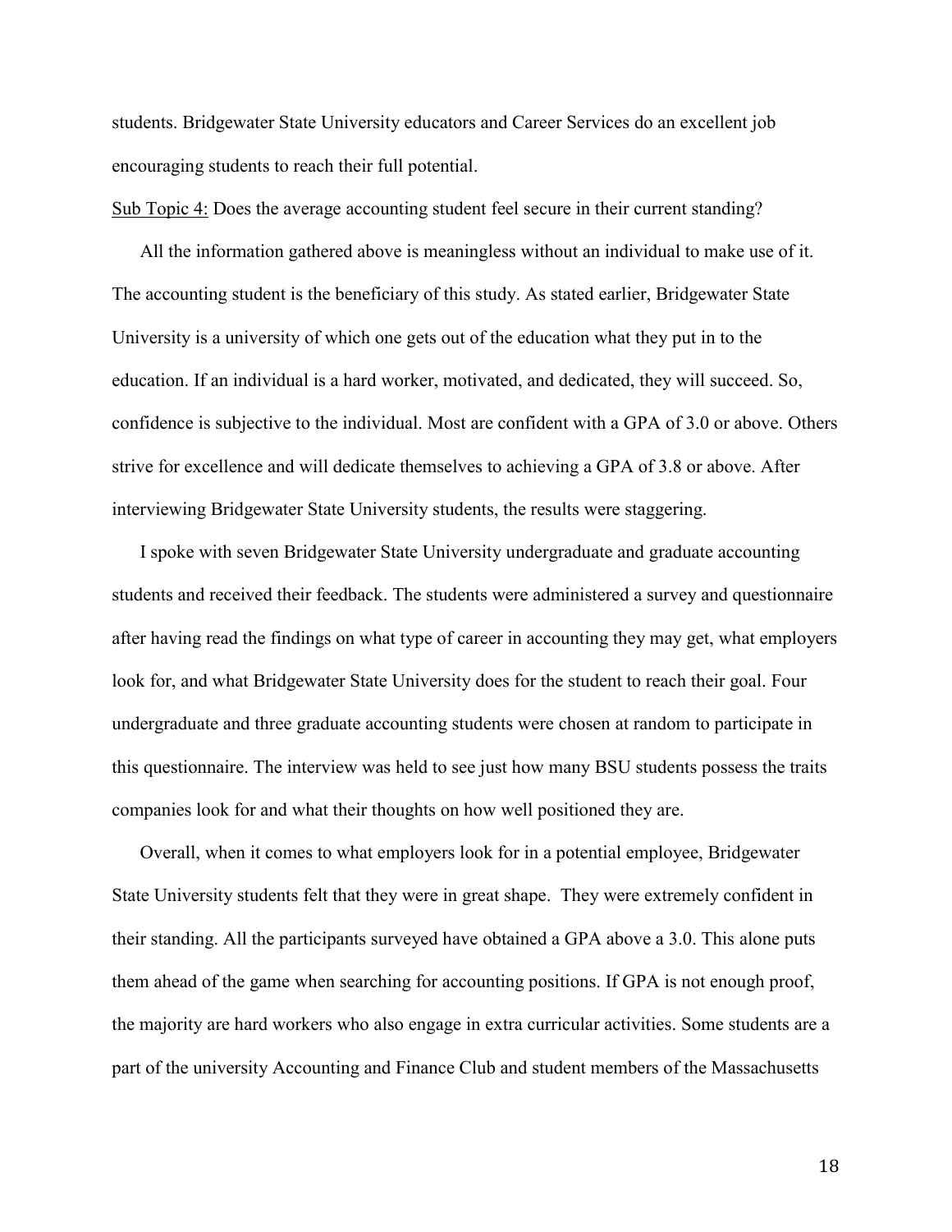students. Bridgewater State University educators and Career Services do an excellent job encouraging students to reach their full potential.

<u>Sub Topic 4:</u> Does the average accounting student feel secure in their current standing?

All the information gathered above is meaningless without an individual to make use of it. The accounting student is the beneficiary of this study. As stated earlier, Bridgewater State University is a university of which one gets out of the education what they put in to the education. If an individual is a hard worker, motivated, and dedicated, they will succeed. So, confidence is subjective to the individual. Most are confident with a GPA of 3.0 or above. Others strive for excellence and will dedicate themselves to achieving a GPA of 3.8 or above. After interviewing Bridgewater State University students, the results were staggering.

I spoke with seven Bridgewater State University undergraduate and graduate accounting students and received their feedback. The students were administered a survey and questionnaire after having read the findings on what type of career in accounting they may get, what employers look for, and what Bridgewater State University does for the student to reach their goal. Four undergraduate and three graduate accounting students were chosen at random to participate in this questionnaire. The interview was held to see just how many BSU students possess the traits companies look for and what their thoughts on how well positioned they are.

Overall, when it comes to what employers look for in a potential employee, Bridgewater State University students felt that they were in great shape. They were extremely confident in their standing. All the participants surveyed have obtained a GPA above a 3.0. This alone puts them ahead of the game when searching for accounting positions. If GPA is not enough proof, the majority are hard workers who also engage in extra curricular activities. Some students are a part of the university Accounting and Finance Club and student members of the Massachusetts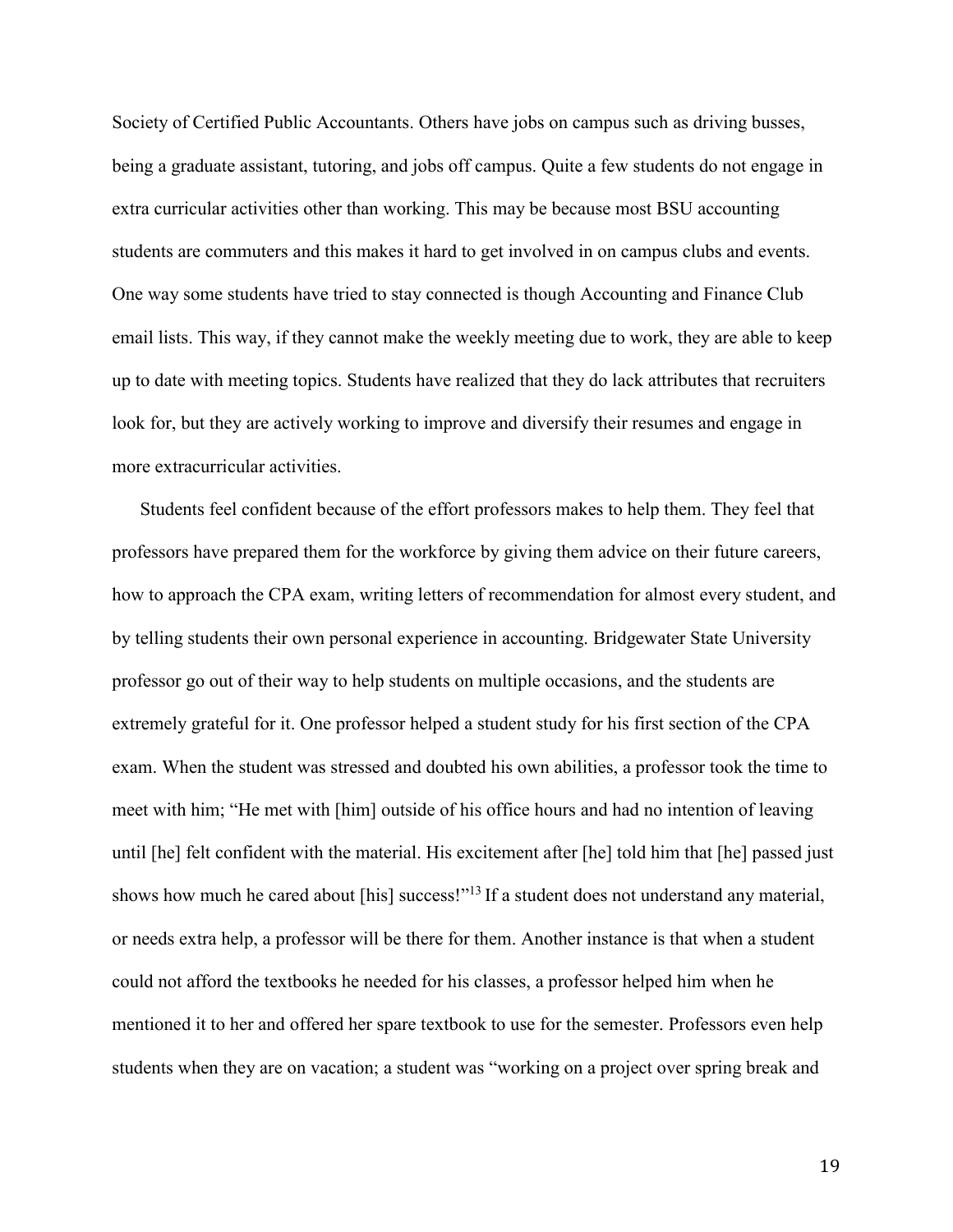Society of Certified Public Accountants. Others have jobs on campus such as driving busses, being a graduate assistant, tutoring, and jobs off campus. Quite a few students do not engage in extra curricular activities other than working. This may be because most BSU accounting students are commuters and this makes it hard to get involved in on campus clubs and events. One way some students have tried to stay connected is though Accounting and Finance Club email lists. This way, if they cannot make the weekly meeting due to work, they are able to keep up to date with meeting topics. Students have realized that they do lack attributes that recruiters look for, but they are actively working to improve and diversify their resumes and engage in more extracurricular activities.

Students feel confident because of the effort professors makes to help them. They feel that professors have prepared them for the workforce by giving them advice on their future careers, how to approach the CPA exam, writing letters of recommendation for almost every student, and by telling students their own personal experience in accounting. Bridgewater State University professor go out of their way to help students on multiple occasions, and the students are extremely grateful for it. One professor helped a student study for his first section of the CPA exam. When the student was stressed and doubted his own abilities, a professor took the time to meet with him; "He met with [him] outside of his office hours and had no intention of leaving until [he] felt confident with the material. His excitement after [he] told him that [he] passed just shows how much he cared about [his] success!"[13] If a student does not understand any material, or needs extra help, a professor will be there for them. Another instance is that when a student could not afford the textbooks he needed for his classes, a professor helped him when he mentioned it to her and offered her spare textbook to use for the semester. Professors even help students when they are on vacation; a student was "working on a project over spring break and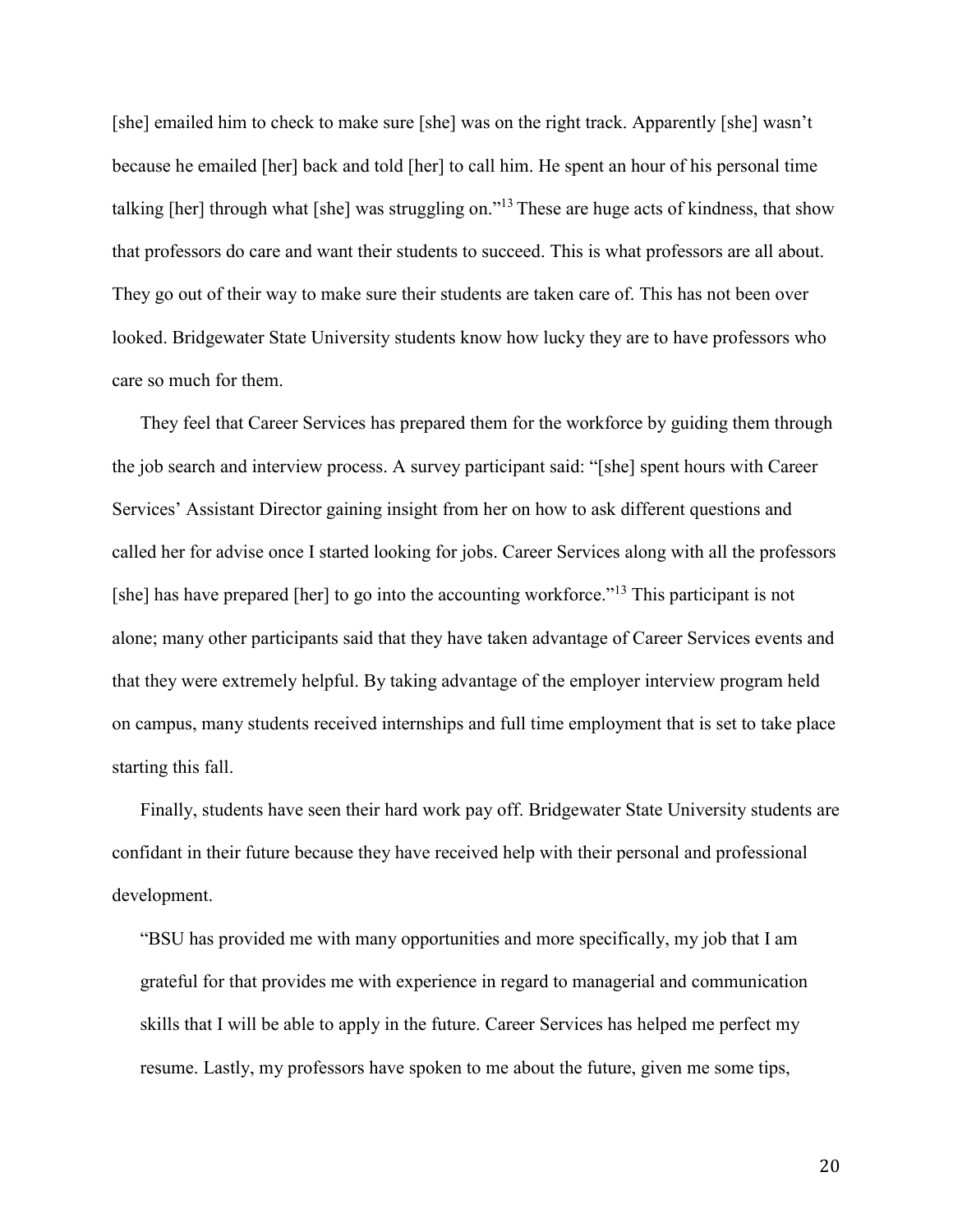[she] emailed him to check to make sure [she] was on the right track. Apparently [she] wasn't because he emailed [her] back and told [her] to call him. He spent an hour of his personal time talking [her] through what [she] was struggling on."[13] These are huge acts of kindness, that show that professors do care and want their students to succeed. This is what professors are all about. They go out of their way to make sure their students are taken care of. This has not been over looked. Bridgewater State University students know how lucky they are to have professors who care so much for them.

They feel that Career Services has prepared them for the workforce by guiding them through the job search and interview process. A survey participant said: "[she] spent hours with Career Services' Assistant Director gaining insight from her on how to ask different questions and called her for advise once I started looking for jobs. Career Services along with all the professors [she] has have prepared [her] to go into the accounting workforce."[13] This participant is not alone; many other participants said that they have taken advantage of Career Services events and that they were extremely helpful. By taking advantage of the employer interview program held on campus, many students received internships and full time employment that is set to take place starting this fall.

Finally, students have seen their hard work pay off. Bridgewater State University students are confidant in their future because they have received help with their personal and professional development.

> "BSU has provided me with many opportunities and more specifically, my job that I am grateful for that provides me with experience in regard to managerial and communication skills that I will be able to apply in the future. Career Services has helped me perfect my resume. Lastly, my professors have spoken to me about the future, given me some tips,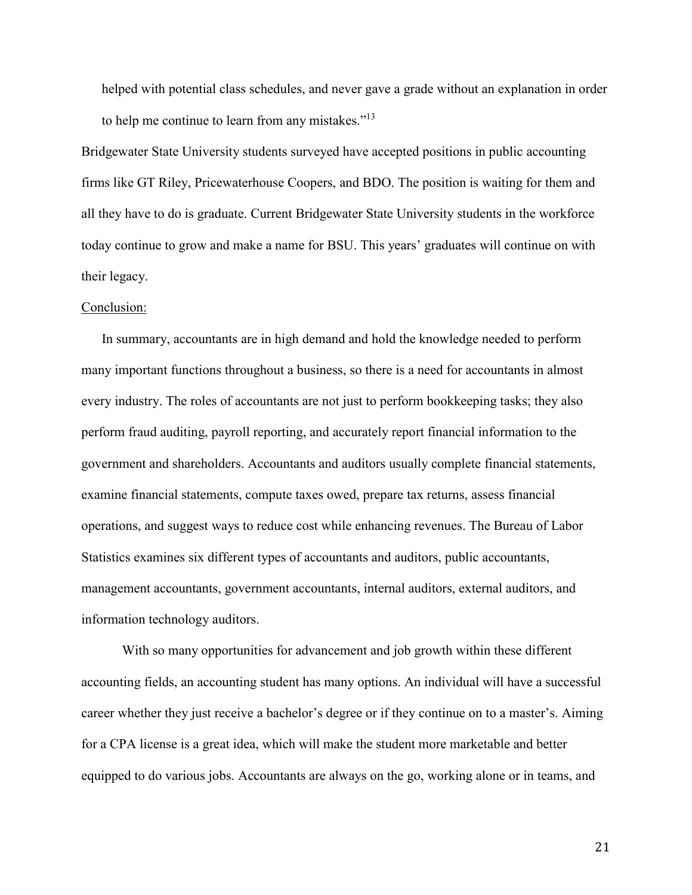helped with potential class schedules, and never gave a grade without an explanation in order to help me continue to learn from any mistakes."[13]

Bridgewater State University students surveyed have accepted positions in public accounting firms like GT Riley, Pricewaterhouse Coopers, and BDO. The position is waiting for them and all they have to do is graduate. Current Bridgewater State University students in the workforce today continue to grow and make a name for BSU. This years' graduates will continue on with their legacy.

Conclusion:

In summary, accountants are in high demand and hold the knowledge needed to perform many important functions throughout a business, so there is a need for accountants in almost every industry. The roles of accountants are not just to perform bookkeeping tasks; they also perform fraud auditing, payroll reporting, and accurately report financial information to the government and shareholders. Accountants and auditors usually complete financial statements, examine financial statements, compute taxes owed, prepare tax returns, assess financial operations, and suggest ways to reduce cost while enhancing revenues. The Bureau of Labor Statistics examines six different types of accountants and auditors, public accountants, management accountants, government accountants, internal auditors, external auditors, and information technology auditors.

With so many opportunities for advancement and job growth within these different accounting fields, an accounting student has many options. An individual will have a successful career whether they just receive a bachelor's degree or if they continue on to a master's. Aiming for a CPA license is a great idea, which will make the student more marketable and better equipped to do various jobs. Accountants are always on the go, working alone or in teams, and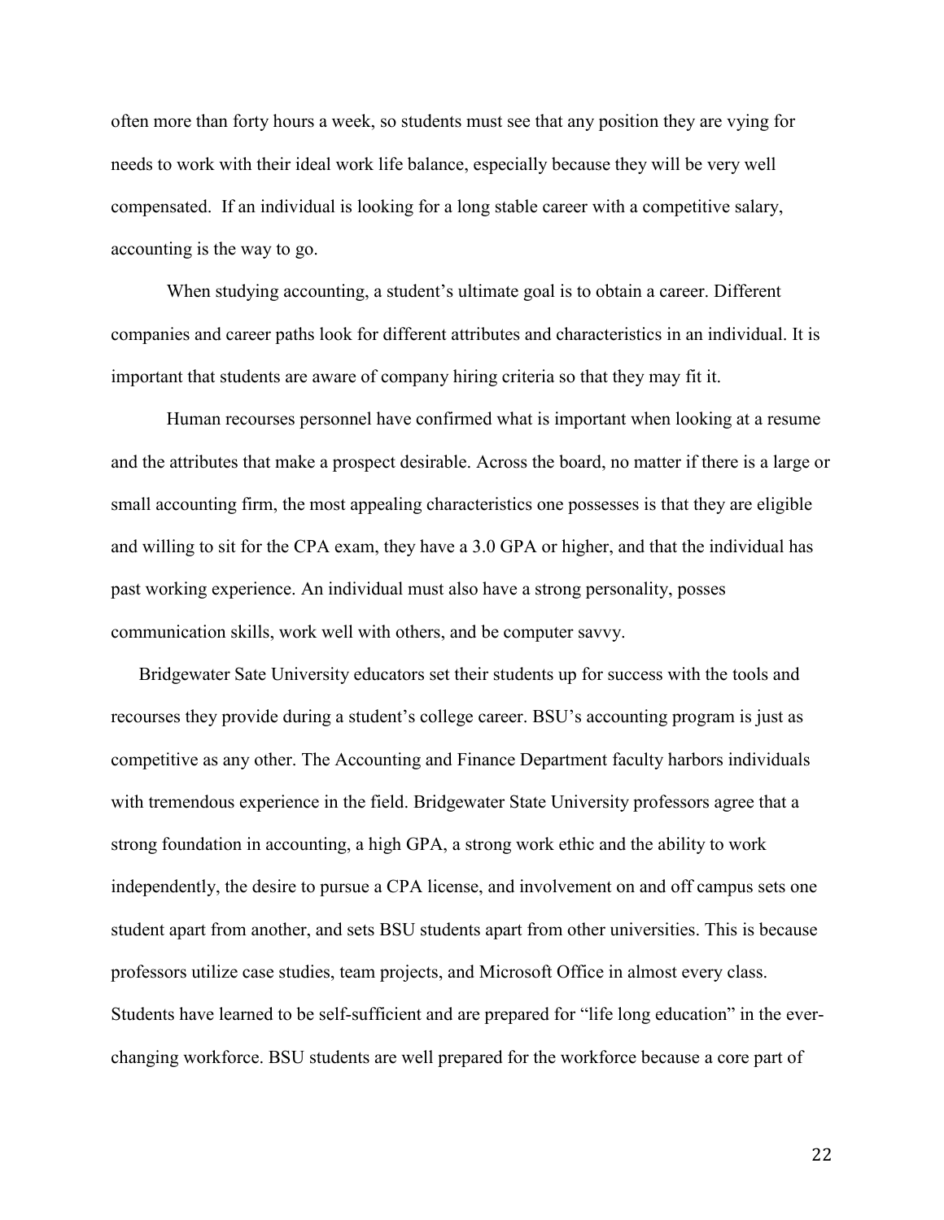often more than forty hours a week, so students must see that any position they are vying for needs to work with their ideal work life balance, especially because they will be very well compensated. If an individual is looking for a long stable career with a competitive salary, accounting is the way to go.

When studying accounting, a student's ultimate goal is to obtain a career. Different companies and career paths look for different attributes and characteristics in an individual. It is important that students are aware of company hiring criteria so that they may fit it.

Human recourses personnel have confirmed what is important when looking at a resume and the attributes that make a prospect desirable. Across the board, no matter if there is a large or small accounting firm, the most appealing characteristics one possesses is that they are eligible and willing to sit for the CPA exam, they have a 3.0 GPA or higher, and that the individual has past working experience. An individual must also have a strong personality, posses communication skills, work well with others, and be computer savvy.

Bridgewater Sate University educators set their students up for success with the tools and recourses they provide during a student's college career. BSU's accounting program is just as competitive as any other. The Accounting and Finance Department faculty harbors individuals with tremendous experience in the field. Bridgewater State University professors agree that a strong foundation in accounting, a high GPA, a strong work ethic and the ability to work independently, the desire to pursue a CPA license, and involvement on and off campus sets one student apart from another, and sets BSU students apart from other universities. This is because professors utilize case studies, team projects, and Microsoft Office in almost every class. Students have learned to be self-sufficient and are prepared for "life long education" in the ever-changing workforce. BSU students are well prepared for the workforce because a core part of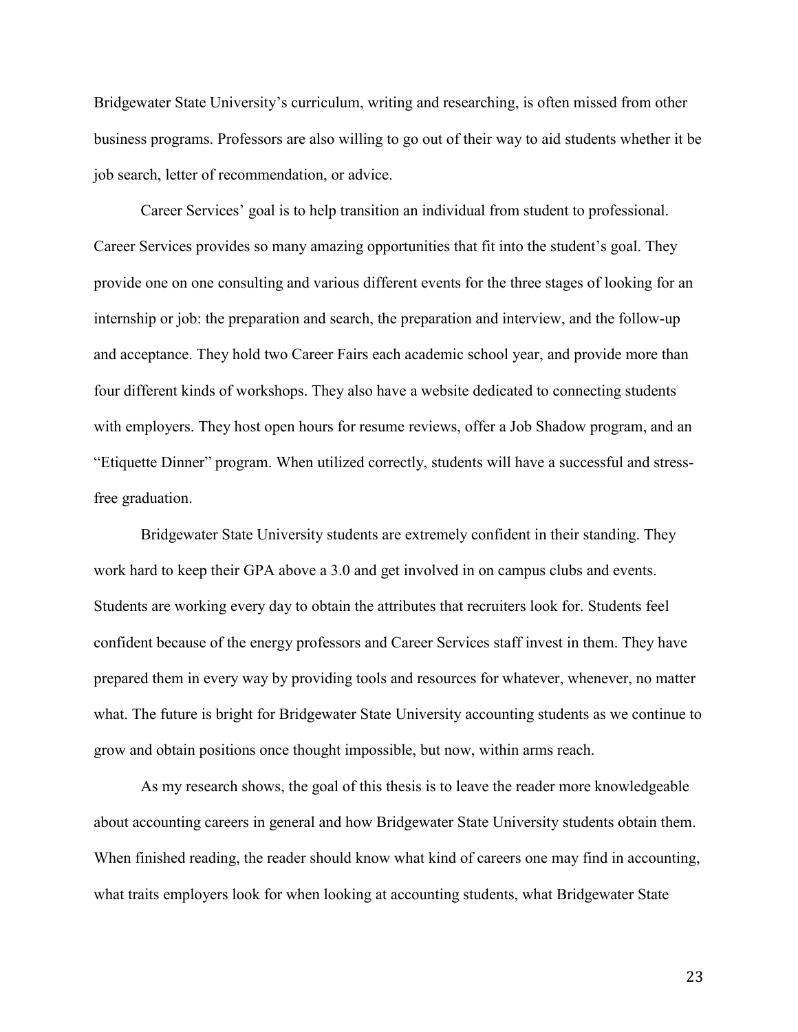Bridgewater State University's curriculum, writing and researching, is often missed from other business programs. Professors are also willing to go out of their way to aid students whether it be job search, letter of recommendation, or advice.

Career Services' goal is to help transition an individual from student to professional. Career Services provides so many amazing opportunities that fit into the student's goal. They provide one on one consulting and various different events for the three stages of looking for an internship or job: the preparation and search, the preparation and interview, and the follow-up and acceptance. They hold two Career Fairs each academic school year, and provide more than four different kinds of workshops. They also have a website dedicated to connecting students with employers. They host open hours for resume reviews, offer a Job Shadow program, and an "Etiquette Dinner" program. When utilized correctly, students will have a successful and stress-free graduation.

Bridgewater State University students are extremely confident in their standing. They work hard to keep their GPA above a 3.0 and get involved in on campus clubs and events. Students are working every day to obtain the attributes that recruiters look for. Students feel confident because of the energy professors and Career Services staff invest in them. They have prepared them in every way by providing tools and resources for whatever, whenever, no matter what. The future is bright for Bridgewater State University accounting students as we continue to grow and obtain positions once thought impossible, but now, within arms reach.

As my research shows, the goal of this thesis is to leave the reader more knowledgeable about accounting careers in general and how Bridgewater State University students obtain them. When finished reading, the reader should know what kind of careers one may find in accounting, what traits employers look for when looking at accounting students, what Bridgewater State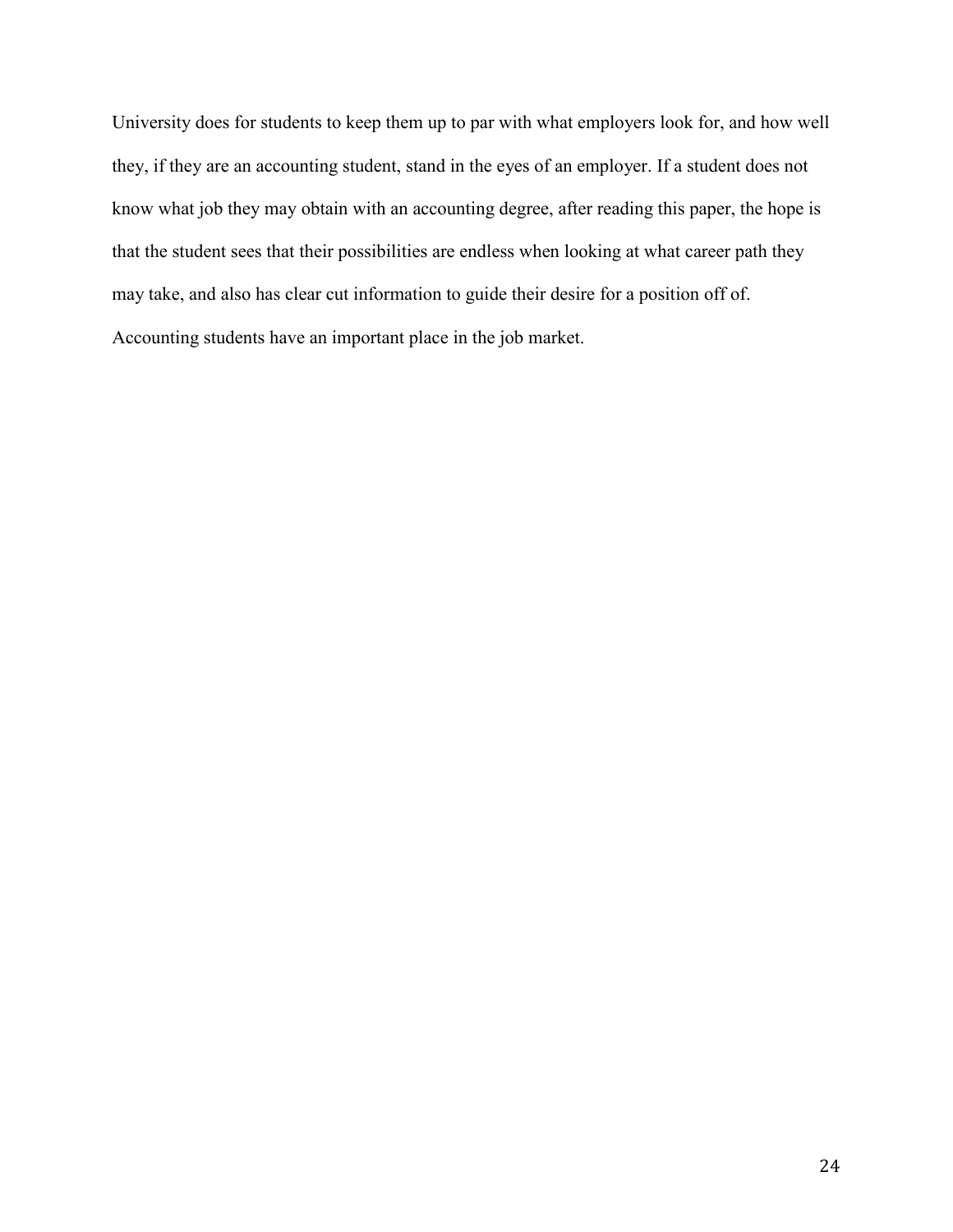University does for students to keep them up to par with what employers look for, and how well they, if they are an accounting student, stand in the eyes of an employer. If a student does not know what job they may obtain with an accounting degree, after reading this paper, the hope is that the student sees that their possibilities are endless when looking at what career path they may take, and also has clear cut information to guide their desire for a position off of. Accounting students have an important place in the job market.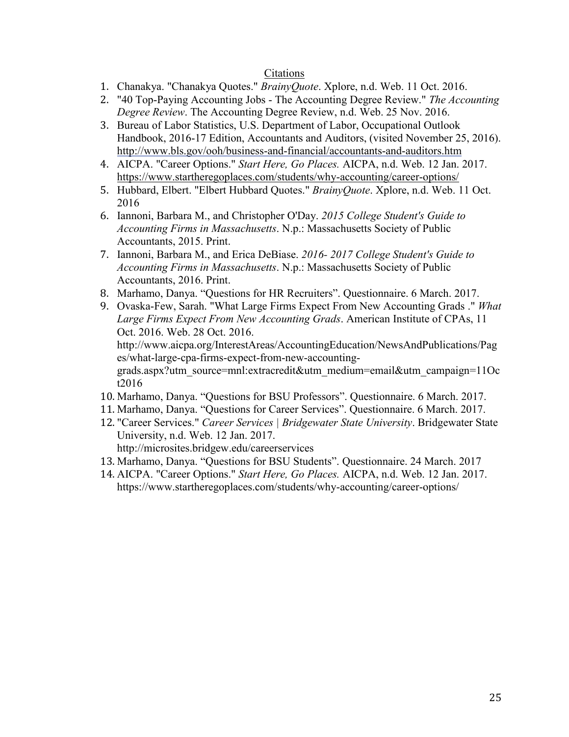## Citations

1. Chanakya. "Chanakya Quotes." *BrainyQuote*. Xplore, n.d. Web. 11 Oct. 2016.
2. "40 Top-Paying Accounting Jobs - The Accounting Degree Review." *The Accounting Degree Review*. The Accounting Degree Review, n.d. Web. 25 Nov. 2016.
3. Bureau of Labor Statistics, U.S. Department of Labor, Occupational Outlook Handbook, 2016-17 Edition, Accountants and Auditors, (visited November 25, 2016). http://www.bls.gov/ooh/business-and-financial/accountants-and-auditors.htm
4. AICPA. "Career Options." *Start Here, Go Places.* AICPA, n.d. Web. 12 Jan. 2017. https://www.startheregoplaces.com/students/why-accounting/career-options/
5. Hubbard, Elbert. "Elbert Hubbard Quotes." *BrainyQuote*. Xplore, n.d. Web. 11 Oct. 2016
6. Iannoni, Barbara M., and Christopher O'Day. *2015 College Student's Guide to Accounting Firms in Massachusetts*. N.p.: Massachusetts Society of Public Accountants, 2015. Print.
7. Iannoni, Barbara M., and Erica DeBiase. *2016- 2017 College Student's Guide to Accounting Firms in Massachusetts*. N.p.: Massachusetts Society of Public Accountants, 2016. Print.
8. Marhamo, Danya. "Questions for HR Recruiters". Questionnaire. 6 March. 2017.
9. Ovaska-Few, Sarah. "What Large Firms Expect From New Accounting Grads ." *What Large Firms Expect From New Accounting Grads*. American Institute of CPAs, 11 Oct. 2016. Web. 28 Oct. 2016. http://www.aicpa.org/InterestAreas/AccountingEducation/NewsAndPublications/Pages/what-large-cpa-firms-expect-from-new-accounting-grads.aspx?utm_source=mnl:extracredit&utm_medium=email&utm_campaign=11Oct2016
10. Marhamo, Danya. "Questions for BSU Professors". Questionnaire. 6 March. 2017.
11. Marhamo, Danya. "Questions for Career Services". Questionnaire. 6 March. 2017.
12. "Career Services." *Career Services | Bridgewater State University*. Bridgewater State University, n.d. Web. 12 Jan. 2017. http://microsites.bridgew.edu/careerservices
13. Marhamo, Danya. "Questions for BSU Students". Questionnaire. 24 March. 2017
14. AICPA. "Career Options." *Start Here, Go Places.* AICPA, n.d. Web. 12 Jan. 2017. https://www.startheregoplaces.com/students/why-accounting/career-options/